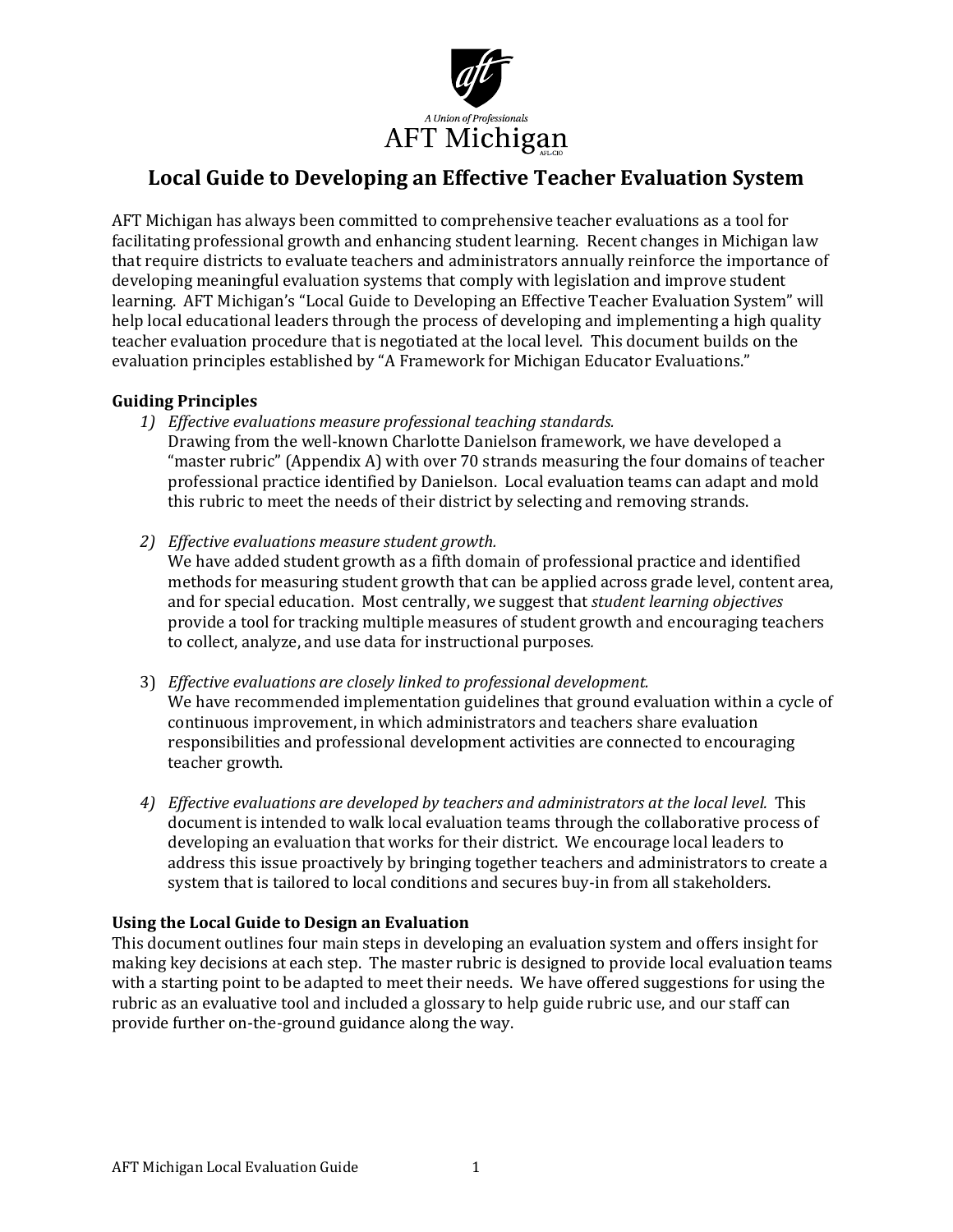A Union of Professionals

AFT Michigan

AFL-CIO

# Local Guide to Developing an Effective Teacher Evaluation System

AFT Michigan has always been committed to comprehensive teacher evaluations as a tool for facilitating professional growth and enhancing student learning. Recent changes in Michigan law that require districts to evaluate teachers and administrators annually reinforce the importance of developing meaningful evaluation systems that comply with legislation and improve student learning. AFT Michigan's "Local Guide to Developing an Effective Teacher Evaluation System" will help local educational leaders through the process of developing and implementing a high quality teacher evaluation procedure that is negotiated at the local level. This document builds on the evaluation principles established by "A Framework for Michigan Educator Evaluations."

## Guiding Principles

1) *Effective evaluations measure professional teaching standards.*
   Drawing from the well-known Charlotte Danielson framework, we have developed a "master rubric" (Appendix A) with over 70 strands measuring the four domains of teacher professional practice identified by Danielson. Local evaluation teams can adapt and mold this rubric to meet the needs of their district by selecting and removing strands.

2) *Effective evaluations measure student growth.*
   We have added student growth as a fifth domain of professional practice and identified methods for measuring student growth that can be applied across grade level, content area, and for special education. Most centrally, we suggest that *student learning objectives* provide a tool for tracking multiple measures of student growth and encouraging teachers to collect, analyze, and use data for instructional purposes.

3) *Effective evaluations are closely linked to professional development.*
   We have recommended implementation guidelines that ground evaluation within a cycle of continuous improvement, in which administrators and teachers share evaluation responsibilities and professional development activities are connected to encouraging teacher growth.

4) *Effective evaluations are developed by teachers and administrators at the local level.* This document is intended to walk local evaluation teams through the collaborative process of developing an evaluation that works for their district. We encourage local leaders to address this issue proactively by bringing together teachers and administrators to create a system that is tailored to local conditions and secures buy-in from all stakeholders.

## Using the Local Guide to Design an Evaluation

This document outlines four main steps in developing an evaluation system and offers insight for making key decisions at each step. The master rubric is designed to provide local evaluation teams with a starting point to be adapted to meet their needs. We have offered suggestions for using the rubric as an evaluative tool and included a glossary to help guide rubric use, and our staff can provide further on-the-ground guidance along the way.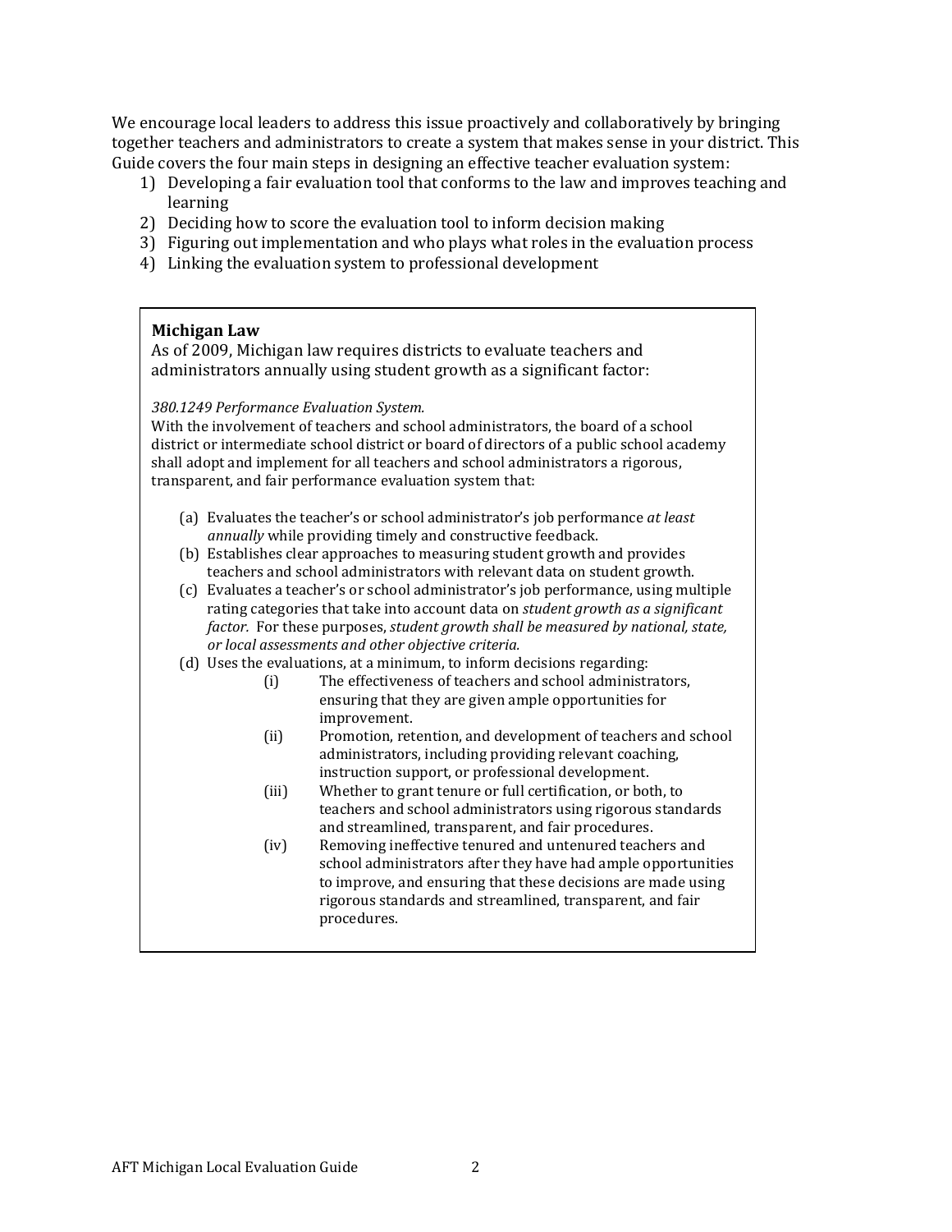We encourage local leaders to address this issue proactively and collaboratively by bringing together teachers and administrators to create a system that makes sense in your district. This Guide covers the four main steps in designing an effective teacher evaluation system:

1) Developing a fair evaluation tool that conforms to the law and improves teaching and learning
2) Deciding how to score the evaluation tool to inform decision making
3) Figuring out implementation and who plays what roles in the evaluation process
4) Linking the evaluation system to professional development

> **Michigan Law**
>
> As of 2009, Michigan law requires districts to evaluate teachers and administrators annually using student growth as a significant factor:
>
> *380.1249 Performance Evaluation System.*
>
> With the involvement of teachers and school administrators, the board of a school district or intermediate school district or board of directors of a public school academy shall adopt and implement for all teachers and school administrators a rigorous, transparent, and fair performance evaluation system that:
>
> (a) Evaluates the teacher's or school administrator's job performance *at least annually* while providing timely and constructive feedback.
>
> (b) Establishes clear approaches to measuring student growth and provides teachers and school administrators with relevant data on student growth.
>
> (c) Evaluates a teacher's or school administrator's job performance, using multiple rating categories that take into account data on *student growth as a significant factor.* For these purposes, *student growth shall be measured by national, state, or local assessments and other objective criteria.*
>
> (d) Uses the evaluations, at a minimum, to inform decisions regarding:
>
> (i) The effectiveness of teachers and school administrators, ensuring that they are given ample opportunities for improvement.
>
> (ii) Promotion, retention, and development of teachers and school administrators, including providing relevant coaching, instruction support, or professional development.
>
> (iii) Whether to grant tenure or full certification, or both, to teachers and school administrators using rigorous standards and streamlined, transparent, and fair procedures.
>
> (iv) Removing ineffective tenured and untenured teachers and school administrators after they have had ample opportunities to improve, and ensuring that these decisions are made using rigorous standards and streamlined, transparent, and fair procedures.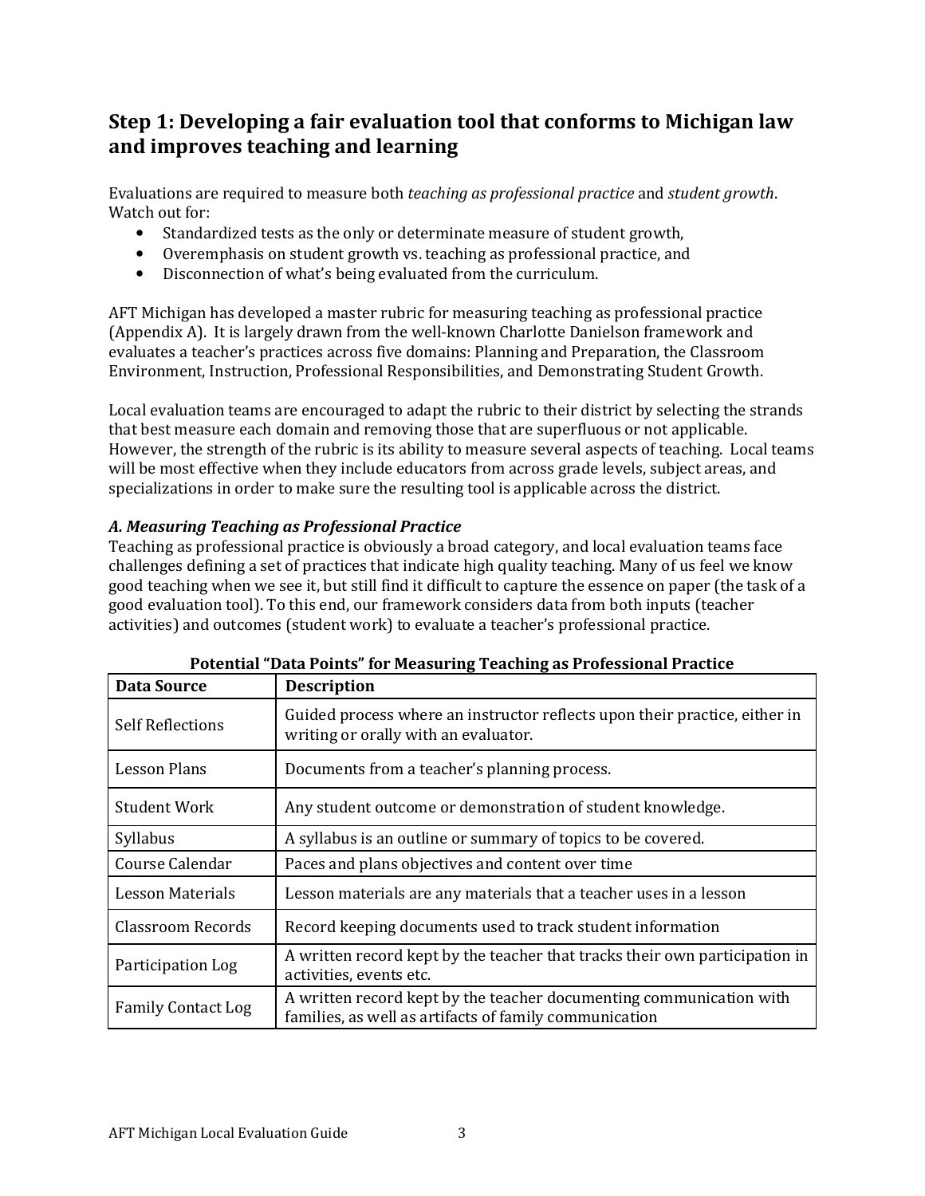## Step 1: Developing a fair evaluation tool that conforms to Michigan law and improves teaching and learning

Evaluations are required to measure both *teaching as professional practice* and *student growth*. Watch out for:

- Standardized tests as the only or determinate measure of student growth,
- Overemphasis on student growth vs. teaching as professional practice, and
- Disconnection of what's being evaluated from the curriculum.

AFT Michigan has developed a master rubric for measuring teaching as professional practice (Appendix A). It is largely drawn from the well-known Charlotte Danielson framework and evaluates a teacher's practices across five domains: Planning and Preparation, the Classroom Environment, Instruction, Professional Responsibilities, and Demonstrating Student Growth.

Local evaluation teams are encouraged to adapt the rubric to their district by selecting the strands that best measure each domain and removing those that are superfluous or not applicable. However, the strength of the rubric is its ability to measure several aspects of teaching. Local teams will be most effective when they include educators from across grade levels, subject areas, and specializations in order to make sure the resulting tool is applicable across the district.

### *A. Measuring Teaching as Professional Practice*

Teaching as professional practice is obviously a broad category, and local evaluation teams face challenges defining a set of practices that indicate high quality teaching. Many of us feel we know good teaching when we see it, but still find it difficult to capture the essence on paper (the task of a good evaluation tool). To this end, our framework considers data from both inputs (teacher activities) and outcomes (student work) to evaluate a teacher's professional practice.

**Potential "Data Points" for Measuring Teaching as Professional Practice**

| Data Source | Description |
|---|---|
| Self Reflections | Guided process where an instructor reflects upon their practice, either in writing or orally with an evaluator. |
| Lesson Plans | Documents from a teacher's planning process. |
| Student Work | Any student outcome or demonstration of student knowledge. |
| Syllabus | A syllabus is an outline or summary of topics to be covered. |
| Course Calendar | Paces and plans objectives and content over time |
| Lesson Materials | Lesson materials are any materials that a teacher uses in a lesson |
| Classroom Records | Record keeping documents used to track student information |
| Participation Log | A written record kept by the teacher that tracks their own participation in activities, events etc. |
| Family Contact Log | A written record kept by the teacher documenting communication with families, as well as artifacts of family communication |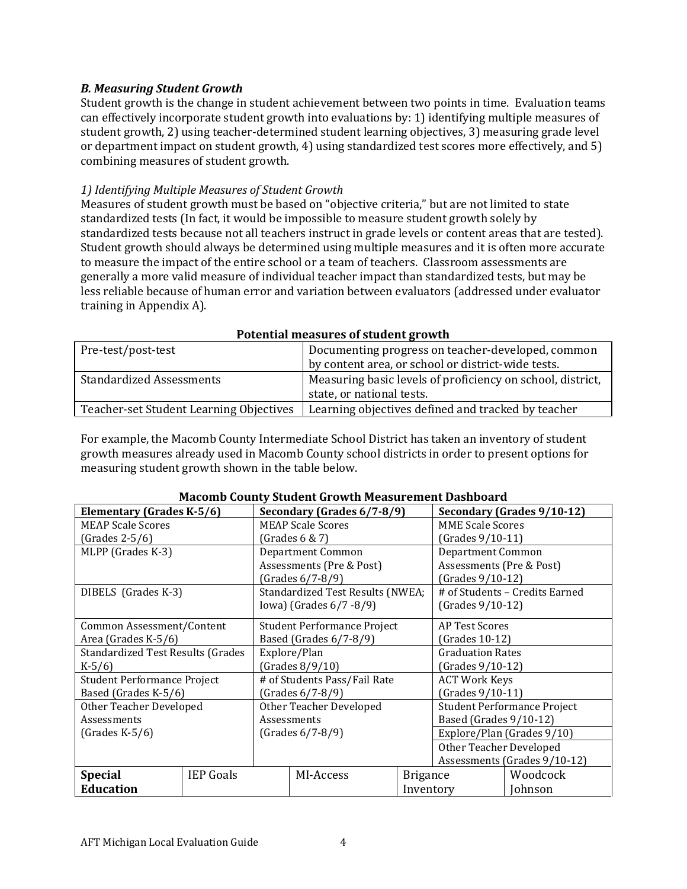### *B. Measuring Student Growth*

Student growth is the change in student achievement between two points in time. Evaluation teams can effectively incorporate student growth into evaluations by: 1) identifying multiple measures of student growth, 2) using teacher-determined student learning objectives, 3) measuring grade level or department impact on student growth, 4) using standardized test scores more effectively, and 5) combining measures of student growth.

*1) Identifying Multiple Measures of Student Growth*

Measures of student growth must be based on "objective criteria," but are not limited to state standardized tests (In fact, it would be impossible to measure student growth solely by standardized tests because not all teachers instruct in grade levels or content areas that are tested). Student growth should always be determined using multiple measures and it is often more accurate to measure the impact of the entire school or a team of teachers. Classroom assessments are generally a more valid measure of individual teacher impact than standardized tests, but may be less reliable because of human error and variation between evaluators (addressed under evaluator training in Appendix A).

**Potential measures of student growth**

| | |
|---|---|
| Pre-test/post-test | Documenting progress on teacher-developed, common by content area, or school or district-wide tests. |
| Standardized Assessments | Measuring basic levels of proficiency on school, district, state, or national tests. |
| Teacher-set Student Learning Objectives | Learning objectives defined and tracked by teacher |

For example, the Macomb County Intermediate School District has taken an inventory of student growth measures already used in Macomb County school districts in order to present options for measuring student growth shown in the table below.

**Macomb County Student Growth Measurement Dashboard**

| Elementary (Grades K-5/6) | Secondary (Grades 6/7-8/9) | Secondary (Grades 9/10-12) |
|---|---|---|
| MEAP Scale Scores (Grades 2-5/6) | MEAP Scale Scores (Grades 6 & 7) | MME Scale Scores (Grades 9/10-11) |
| MLPP (Grades K-3) | Department Common Assessments (Pre & Post) (Grades 6/7-8/9) | Department Common Assessments (Pre & Post) (Grades 9/10-12) |
| DIBELS (Grades K-3) | Standardized Test Results (NWEA; Iowa) (Grades 6/7 -8/9) | # of Students – Credits Earned (Grades 9/10-12) |
| Common Assessment/Content Area (Grades K-5/6) | Student Performance Project Based (Grades 6/7-8/9) | AP Test Scores (Grades 10-12) |
| Standardized Test Results (Grades K-5/6) | Explore/Plan (Grades 8/9/10) | Graduation Rates (Grades 9/10-12) |
| Student Performance Project Based (Grades K-5/6) | # of Students Pass/Fail Rate (Grades 6/7-8/9) | ACT Work Keys (Grades 9/10-11) |
| Other Teacher Developed Assessments (Grades K-5/6) | Other Teacher Developed Assessments (Grades 6/7-8/9) | Student Performance Project Based (Grades 9/10-12) |
| | | Explore/Plan (Grades 9/10) |
| | | Other Teacher Developed Assessments (Grades 9/10-12) |

| **Special Education** | IEP Goals | MI-Access | Brigance Inventory | Woodcock Johnson |
|---|---|---|---|---|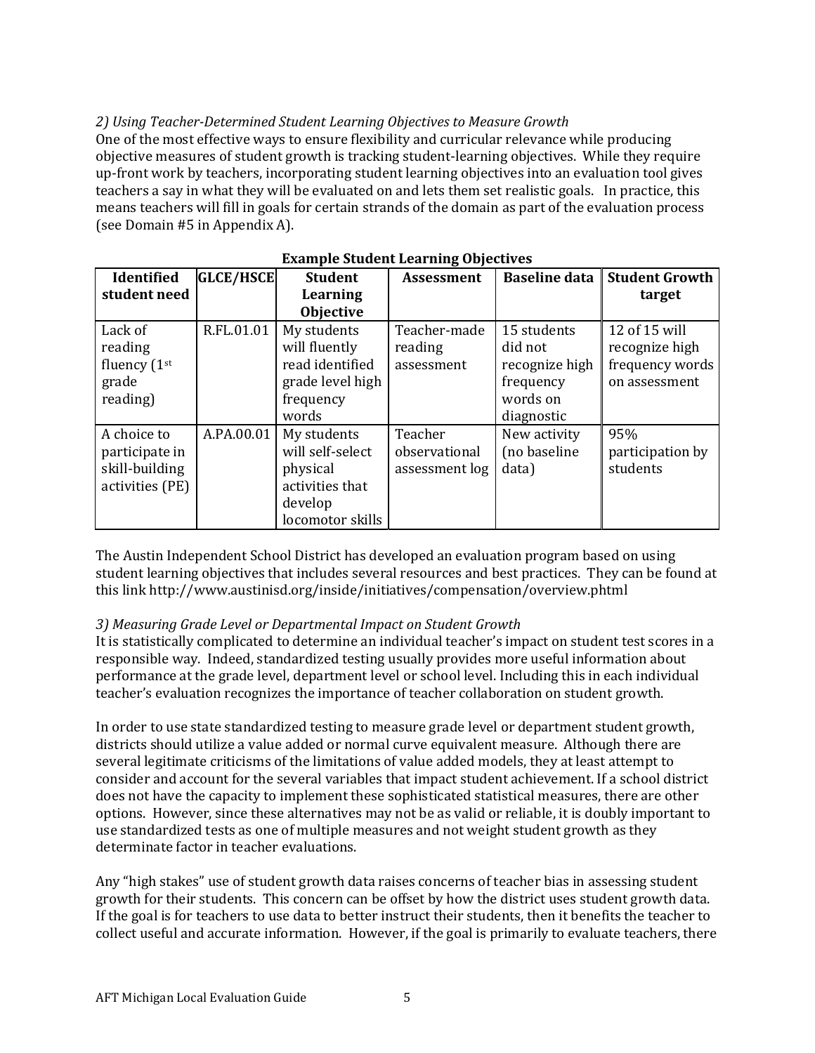*2) Using Teacher-Determined Student Learning Objectives to Measure Growth*

One of the most effective ways to ensure flexibility and curricular relevance while producing objective measures of student growth is tracking student-learning objectives. While they require up-front work by teachers, incorporating student learning objectives into an evaluation tool gives teachers a say in what they will be evaluated on and lets them set realistic goals. In practice, this means teachers will fill in goals for certain strands of the domain as part of the evaluation process (see Domain #5 in Appendix A).

**Example Student Learning Objectives**

| Identified student need | GLCE/HSCE | Student Learning Objective | Assessment | Baseline data | Student Growth target |
|---|---|---|---|---|---|
| Lack of reading fluency (1st grade reading) | R.FL.01.01 | My students will fluently read identified grade level high frequency words | Teacher-made reading assessment | 15 students did not recognize high frequency words on diagnostic | 12 of 15 will recognize high frequency words on assessment |
| A choice to participate in skill-building activities (PE) | A.PA.00.01 | My students will self-select physical activities that develop locomotor skills | Teacher observational assessment log | New activity (no baseline data) | 95% participation by students |

The Austin Independent School District has developed an evaluation program based on using student learning objectives that includes several resources and best practices. They can be found at this link http://www.austinisd.org/inside/initiatives/compensation/overview.phtml

*3) Measuring Grade Level or Departmental Impact on Student Growth*

It is statistically complicated to determine an individual teacher's impact on student test scores in a responsible way. Indeed, standardized testing usually provides more useful information about performance at the grade level, department level or school level. Including this in each individual teacher's evaluation recognizes the importance of teacher collaboration on student growth.

In order to use state standardized testing to measure grade level or department student growth, districts should utilize a value added or normal curve equivalent measure. Although there are several legitimate criticisms of the limitations of value added models, they at least attempt to consider and account for the several variables that impact student achievement. If a school district does not have the capacity to implement these sophisticated statistical measures, there are other options. However, since these alternatives may not be as valid or reliable, it is doubly important to use standardized tests as one of multiple measures and not weight student growth as they determinate factor in teacher evaluations.

Any "high stakes" use of student growth data raises concerns of teacher bias in assessing student growth for their students. This concern can be offset by how the district uses student growth data. If the goal is for teachers to use data to better instruct their students, then it benefits the teacher to collect useful and accurate information. However, if the goal is primarily to evaluate teachers, there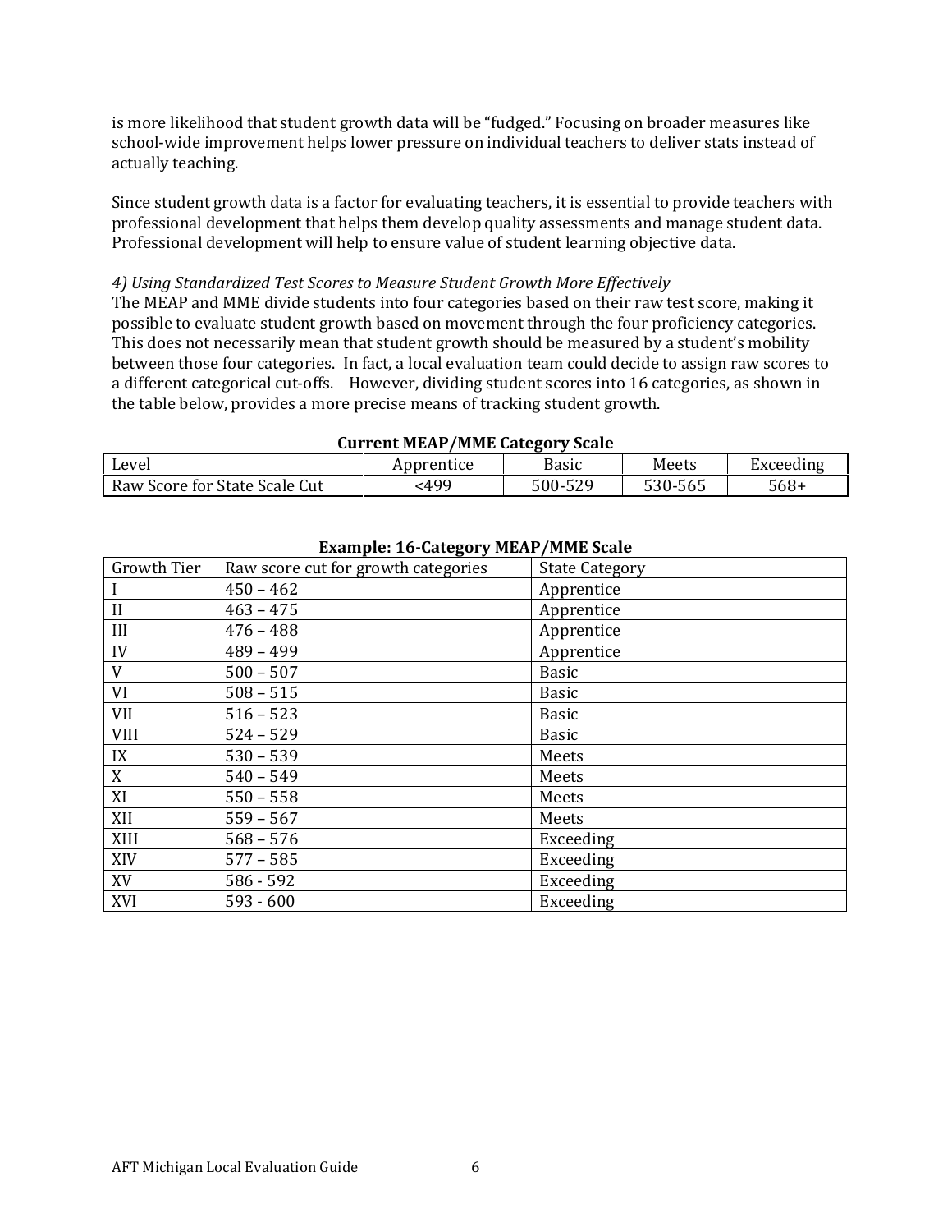is more likelihood that student growth data will be “fudged.” Focusing on broader measures like school-wide improvement helps lower pressure on individual teachers to deliver stats instead of actually teaching.

Since student growth data is a factor for evaluating teachers, it is essential to provide teachers with professional development that helps them develop quality assessments and manage student data. Professional development will help to ensure value of student learning objective data.

*4) Using Standardized Test Scores to Measure Student Growth More Effectively*

The MEAP and MME divide students into four categories based on their raw test score, making it possible to evaluate student growth based on movement through the four proficiency categories. This does not necessarily mean that student growth should be measured by a student’s mobility between those four categories. In fact, a local evaluation team could decide to assign raw scores to a different categorical cut-offs. However, dividing student scores into 16 categories, as shown in the table below, provides a more precise means of tracking student growth.

**Current MEAP/MME Category Scale**

| Level | Apprentice | Basic | Meets | Exceeding |
|---|---|---|---|---|
| Raw Score for State Scale Cut | <499 | 500-529 | 530-565 | 568+ |

**Example: 16-Category MEAP/MME Scale**

| Growth Tier | Raw score cut for growth categories | State Category |
|---|---|---|
| I | 450 – 462 | Apprentice |
| II | 463 – 475 | Apprentice |
| III | 476 – 488 | Apprentice |
| IV | 489 – 499 | Apprentice |
| V | 500 – 507 | Basic |
| VI | 508 – 515 | Basic |
| VII | 516 – 523 | Basic |
| VIII | 524 – 529 | Basic |
| IX | 530 – 539 | Meets |
| X | 540 – 549 | Meets |
| XI | 550 – 558 | Meets |
| XII | 559 – 567 | Meets |
| XIII | 568 – 576 | Exceeding |
| XIV | 577 – 585 | Exceeding |
| XV | 586 - 592 | Exceeding |
| XVI | 593 - 600 | Exceeding |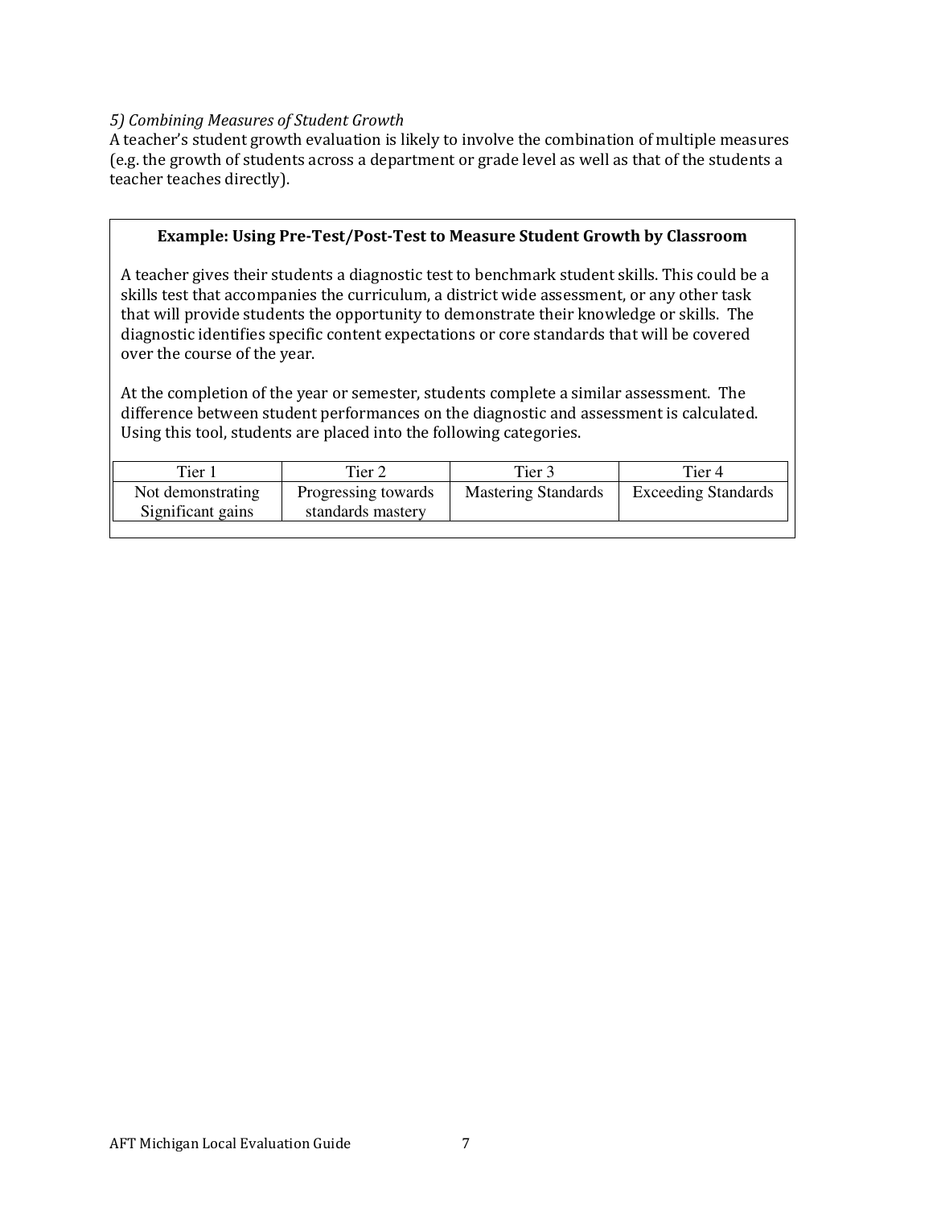*5) Combining Measures of Student Growth*

A teacher's student growth evaluation is likely to involve the combination of multiple measures (e.g. the growth of students across a department or grade level as well as that of the students a teacher teaches directly).

**Example: Using Pre-Test/Post-Test to Measure Student Growth by Classroom**

A teacher gives their students a diagnostic test to benchmark student skills. This could be a skills test that accompanies the curriculum, a district wide assessment, or any other task that will provide students the opportunity to demonstrate their knowledge or skills. The diagnostic identifies specific content expectations or core standards that will be covered over the course of the year.

At the completion of the year or semester, students complete a similar assessment. The difference between student performances on the diagnostic and assessment is calculated. Using this tool, students are placed into the following categories.

| Tier 1 | Tier 2 | Tier 3 | Tier 4 |
|---|---|---|---|
| Not demonstrating Significant gains | Progressing towards standards mastery | Mastering Standards | Exceeding Standards |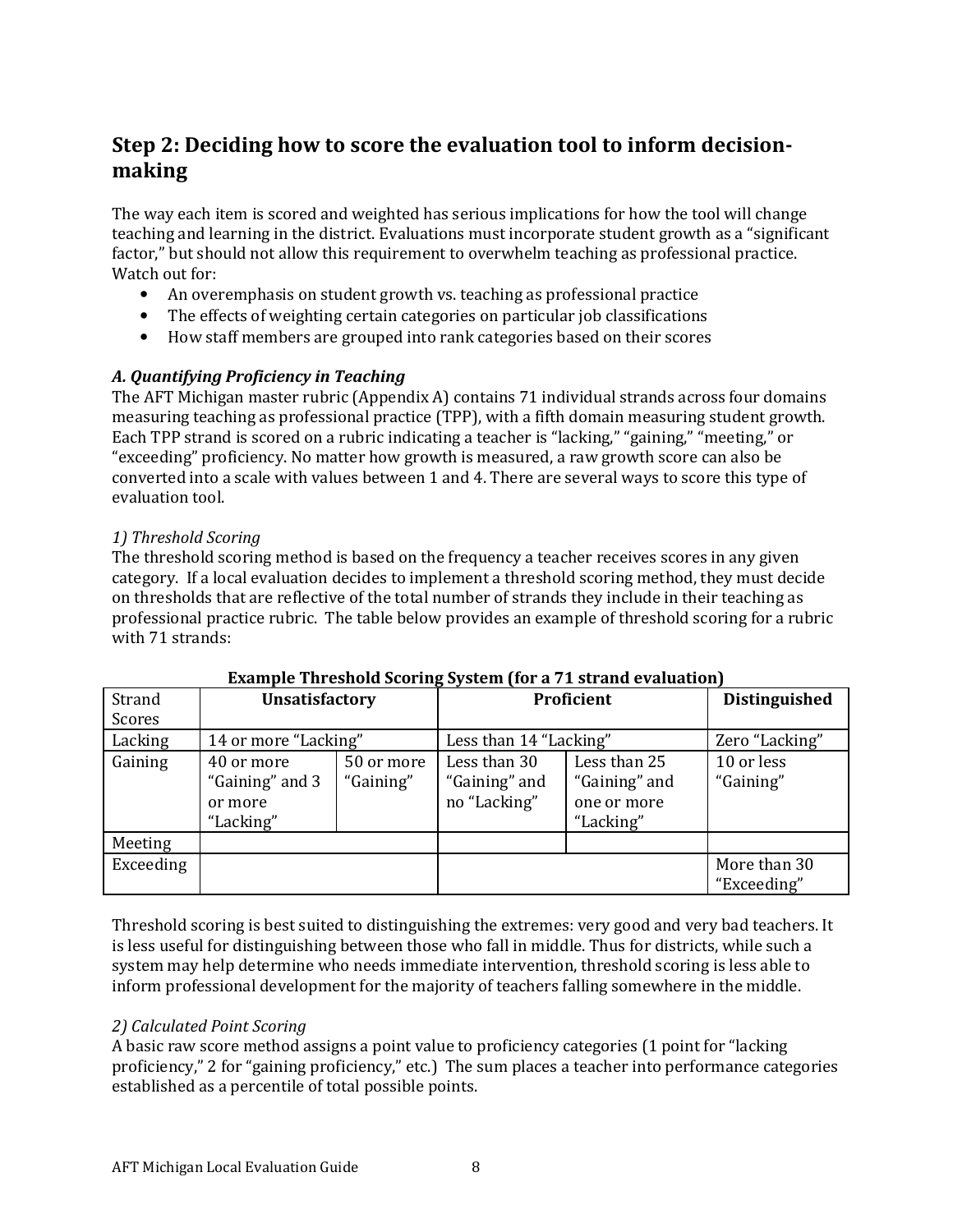## Step 2: Deciding how to score the evaluation tool to inform decision-making

The way each item is scored and weighted has serious implications for how the tool will change teaching and learning in the district. Evaluations must incorporate student growth as a "significant factor," but should not allow this requirement to overwhelm teaching as professional practice. Watch out for:

- An overemphasis on student growth vs. teaching as professional practice
- The effects of weighting certain categories on particular job classifications
- How staff members are grouped into rank categories based on their scores

### *A. Quantifying Proficiency in Teaching*

The AFT Michigan master rubric (Appendix A) contains 71 individual strands across four domains measuring teaching as professional practice (TPP), with a fifth domain measuring student growth. Each TPP strand is scored on a rubric indicating a teacher is "lacking," "gaining," "meeting," or "exceeding" proficiency. No matter how growth is measured, a raw growth score can also be converted into a scale with values between 1 and 4. There are several ways to score this type of evaluation tool.

*1) Threshold Scoring*

The threshold scoring method is based on the frequency a teacher receives scores in any given category. If a local evaluation decides to implement a threshold scoring method, they must decide on thresholds that are reflective of the total number of strands they include in their teaching as professional practice rubric. The table below provides an example of threshold scoring for a rubric with 71 strands:

**Example Threshold Scoring System (for a 71 strand evaluation)**

| Strand Scores | **Unsatisfactory** | | **Proficient** | | **Distinguished** |
|---|---|---|---|---|---|
| Lacking | 14 or more "Lacking" | | Less than 14 "Lacking" | | Zero "Lacking" |
| Gaining | 40 or more "Gaining" and 3 or more "Lacking" | 50 or more "Gaining" | Less than 30 "Gaining" and no "Lacking" | Less than 25 "Gaining" and one or more "Lacking" | 10 or less "Gaining" |
| Meeting | | | | | |
| Exceeding | | | | | More than 30 "Exceeding" |

Threshold scoring is best suited to distinguishing the extremes: very good and very bad teachers. It is less useful for distinguishing between those who fall in middle. Thus for districts, while such a system may help determine who needs immediate intervention, threshold scoring is less able to inform professional development for the majority of teachers falling somewhere in the middle.

*2) Calculated Point Scoring*

A basic raw score method assigns a point value to proficiency categories (1 point for "lacking proficiency," 2 for "gaining proficiency," etc.) The sum places a teacher into performance categories established as a percentile of total possible points.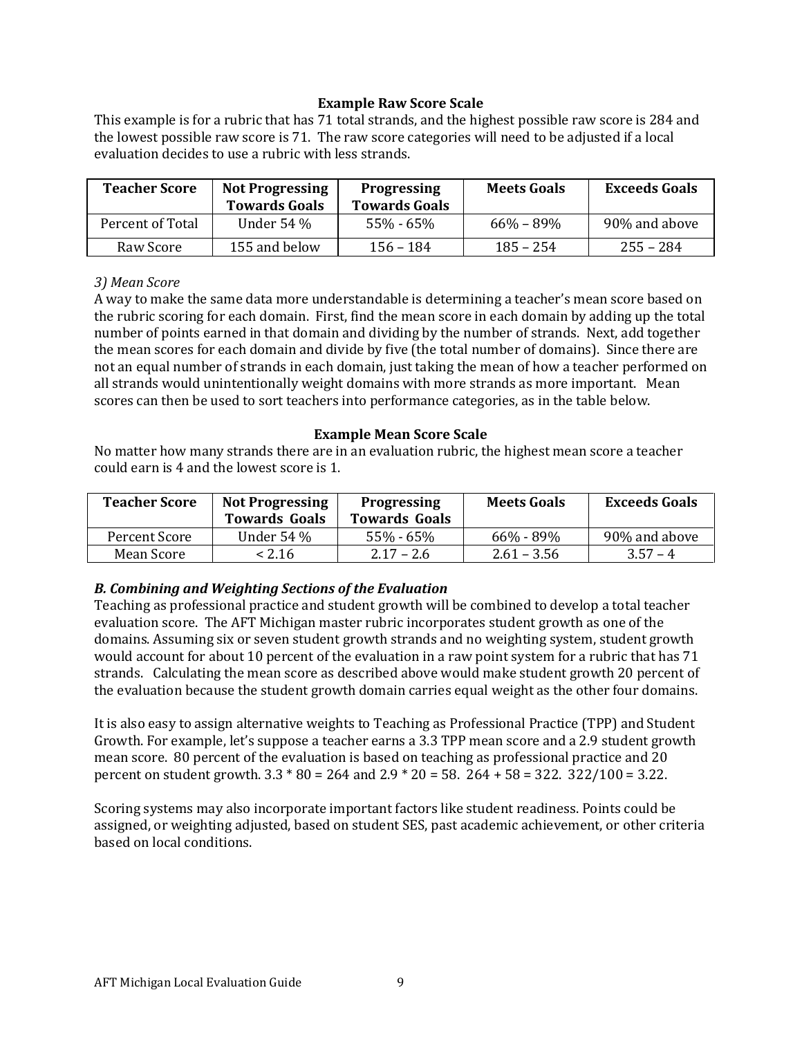### Example Raw Score Scale

This example is for a rubric that has 71 total strands, and the highest possible raw score is 284 and the lowest possible raw score is 71. The raw score categories will need to be adjusted if a local evaluation decides to use a rubric with less strands.

| Teacher Score | Not Progressing Towards Goals | Progressing Towards Goals | Meets Goals | Exceeds Goals |
|---|---|---|---|---|
| Percent of Total | Under 54 % | 55% - 65% | 66% – 89% | 90% and above |
| Raw Score | 155 and below | 156 – 184 | 185 – 254 | 255 – 284 |

*3) Mean Score*

A way to make the same data more understandable is determining a teacher's mean score based on the rubric scoring for each domain. First, find the mean score in each domain by adding up the total number of points earned in that domain and dividing by the number of strands. Next, add together the mean scores for each domain and divide by five (the total number of domains). Since there are not an equal number of strands in each domain, just taking the mean of how a teacher performed on all strands would unintentionally weight domains with more strands as more important. Mean scores can then be used to sort teachers into performance categories, as in the table below.

### Example Mean Score Scale

No matter how many strands there are in an evaluation rubric, the highest mean score a teacher could earn is 4 and the lowest score is 1.

| Teacher Score | Not Progressing Towards Goals | Progressing Towards Goals | Meets Goals | Exceeds Goals |
|---|---|---|---|---|
| Percent Score | Under 54 % | 55% - 65% | 66% - 89% | 90% and above |
| Mean Score | < 2.16 | 2.17 – 2.6 | 2.61 – 3.56 | 3.57 – 4 |

### *B. Combining and Weighting Sections of the Evaluation*

Teaching as professional practice and student growth will be combined to develop a total teacher evaluation score. The AFT Michigan master rubric incorporates student growth as one of the domains. Assuming six or seven student growth strands and no weighting system, student growth would account for about 10 percent of the evaluation in a raw point system for a rubric that has 71 strands. Calculating the mean score as described above would make student growth 20 percent of the evaluation because the student growth domain carries equal weight as the other four domains.

It is also easy to assign alternative weights to Teaching as Professional Practice (TPP) and Student Growth. For example, let's suppose a teacher earns a 3.3 TPP mean score and a 2.9 student growth mean score. 80 percent of the evaluation is based on teaching as professional practice and 20 percent on student growth. 3.3 * 80 = 264 and 2.9 * 20 = 58. 264 + 58 = 322. 322/100 = 3.22.

Scoring systems may also incorporate important factors like student readiness. Points could be assigned, or weighting adjusted, based on student SES, past academic achievement, or other criteria based on local conditions.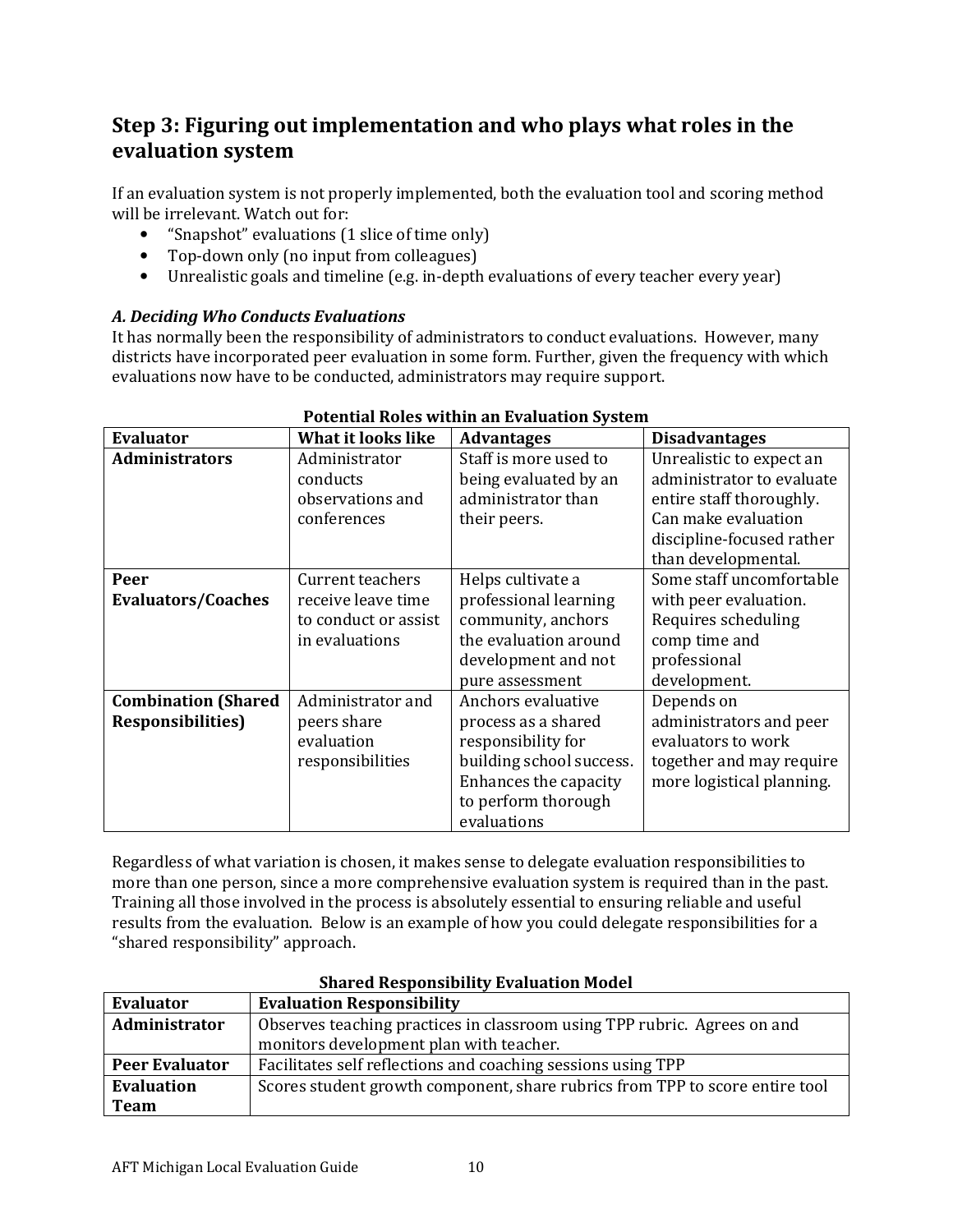## Step 3: Figuring out implementation and who plays what roles in the evaluation system

If an evaluation system is not properly implemented, both the evaluation tool and scoring method will be irrelevant. Watch out for:

- "Snapshot" evaluations (1 slice of time only)
- Top-down only (no input from colleagues)
- Unrealistic goals and timeline (e.g. in-depth evaluations of every teacher every year)

### *A. Deciding Who Conducts Evaluations*

It has normally been the responsibility of administrators to conduct evaluations. However, many districts have incorporated peer evaluation in some form. Further, given the frequency with which evaluations now have to be conducted, administrators may require support.

**Potential Roles within an Evaluation System**

| Evaluator | What it looks like | Advantages | Disadvantages |
|---|---|---|---|
| **Administrators** | Administrator conducts observations and conferences | Staff is more used to being evaluated by an administrator than their peers. | Unrealistic to expect an administrator to evaluate entire staff thoroughly. Can make evaluation discipline-focused rather than developmental. |
| **Peer Evaluators/Coaches** | Current teachers receive leave time to conduct or assist in evaluations | Helps cultivate a professional learning community, anchors the evaluation around development and not pure assessment | Some staff uncomfortable with peer evaluation. Requires scheduling comp time and professional development. |
| **Combination (Shared Responsibilities)** | Administrator and peers share evaluation responsibilities | Anchors evaluative process as a shared responsibility for building school success. Enhances the capacity to perform thorough evaluations | Depends on administrators and peer evaluators to work together and may require more logistical planning. |

Regardless of what variation is chosen, it makes sense to delegate evaluation responsibilities to more than one person, since a more comprehensive evaluation system is required than in the past. Training all those involved in the process is absolutely essential to ensuring reliable and useful results from the evaluation. Below is an example of how you could delegate responsibilities for a "shared responsibility" approach.

**Shared Responsibility Evaluation Model**

| Evaluator | Evaluation Responsibility |
|---|---|
| **Administrator** | Observes teaching practices in classroom using TPP rubric. Agrees on and monitors development plan with teacher. |
| **Peer Evaluator** | Facilitates self reflections and coaching sessions using TPP |
| **Evaluation Team** | Scores student growth component, share rubrics from TPP to score entire tool |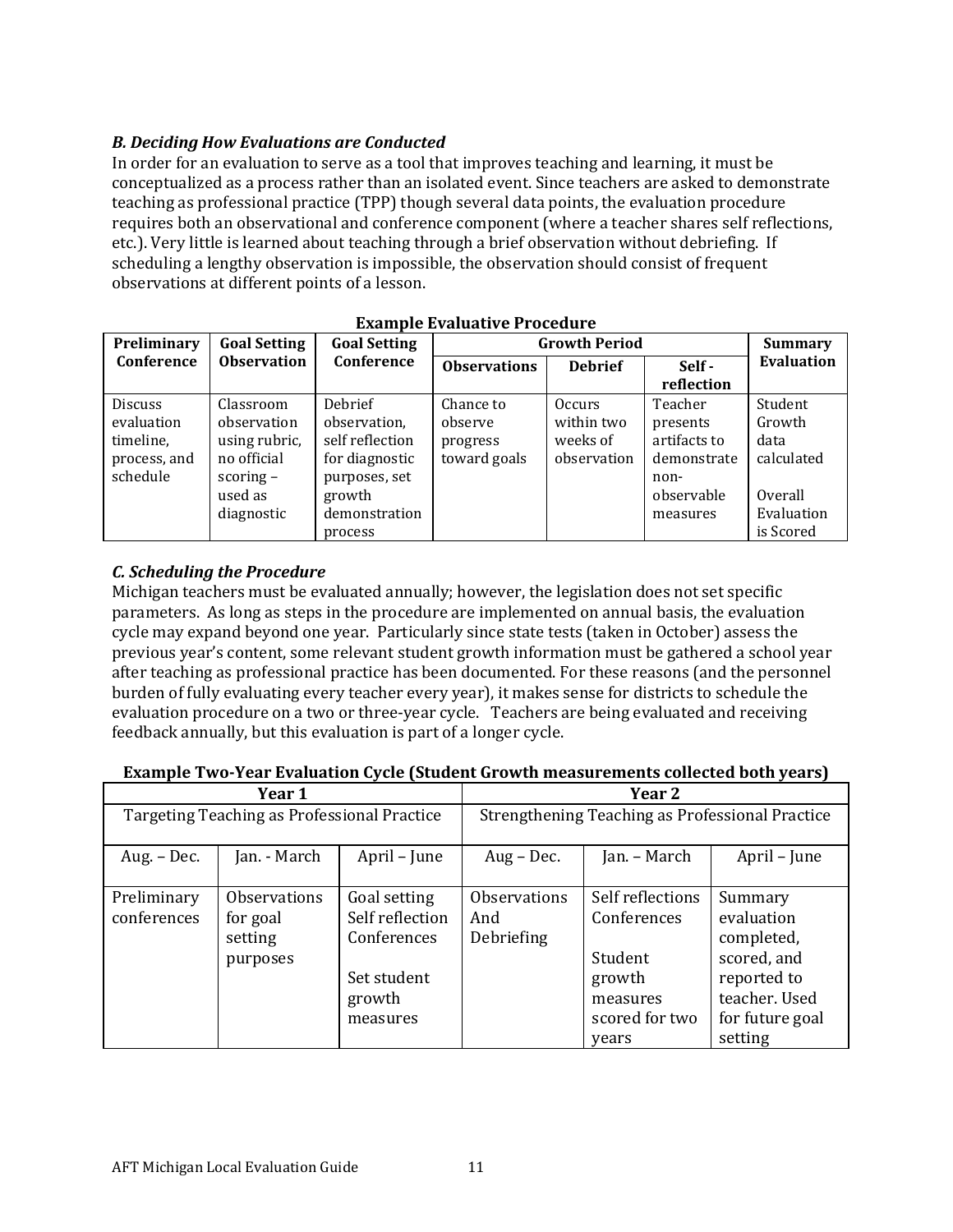### *B. Deciding How Evaluations are Conducted*

In order for an evaluation to serve as a tool that improves teaching and learning, it must be conceptualized as a process rather than an isolated event. Since teachers are asked to demonstrate teaching as professional practice (TPP) though several data points, the evaluation procedure requires both an observational and conference component (where a teacher shares self reflections, etc.). Very little is learned about teaching through a brief observation without debriefing. If scheduling a lengthy observation is impossible, the observation should consist of frequent observations at different points of a lesson.

**Example Evaluative Procedure**

| Preliminary Conference | Goal Setting Observation | Goal Setting Conference | Growth Period | | | Summary Evaluation |
|---|---|---|---|---|---|---|
| | | | **Observations** | **Debrief** | **Self - reflection** | |
| Discuss evaluation timeline, process, and schedule | Classroom observation using rubric, no official scoring – used as diagnostic | Debrief observation, self reflection for diagnostic purposes, set growth demonstration process | Chance to observe progress toward goals | Occurs within two weeks of observation | Teacher presents artifacts to demonstrate non-observable measures | Student Growth data calculated<br><br>Overall Evaluation is Scored |

### *C. Scheduling the Procedure*

Michigan teachers must be evaluated annually; however, the legislation does not set specific parameters. As long as steps in the procedure are implemented on annual basis, the evaluation cycle may expand beyond one year. Particularly since state tests (taken in October) assess the previous year's content, some relevant student growth information must be gathered a school year after teaching as professional practice has been documented. For these reasons (and the personnel burden of fully evaluating every teacher every year), it makes sense for districts to schedule the evaluation procedure on a two or three-year cycle. Teachers are being evaluated and receiving feedback annually, but this evaluation is part of a longer cycle.

**Example Two-Year Evaluation Cycle (Student Growth measurements collected both years)**

| Year 1 | | | Year 2 | | |
|---|---|---|---|---|---|
| Targeting Teaching as Professional Practice | | | Strengthening Teaching as Professional Practice | | |
| Aug. – Dec. | Jan. - March | April – June | Aug – Dec. | Jan. – March | April – June |
| Preliminary conferences | Observations for goal setting purposes | Goal setting Self reflection Conferences<br><br>Set student growth measures | Observations And Debriefing | Self reflections Conferences<br><br>Student growth measures scored for two years | Summary evaluation completed, scored, and reported to teacher. Used for future goal setting |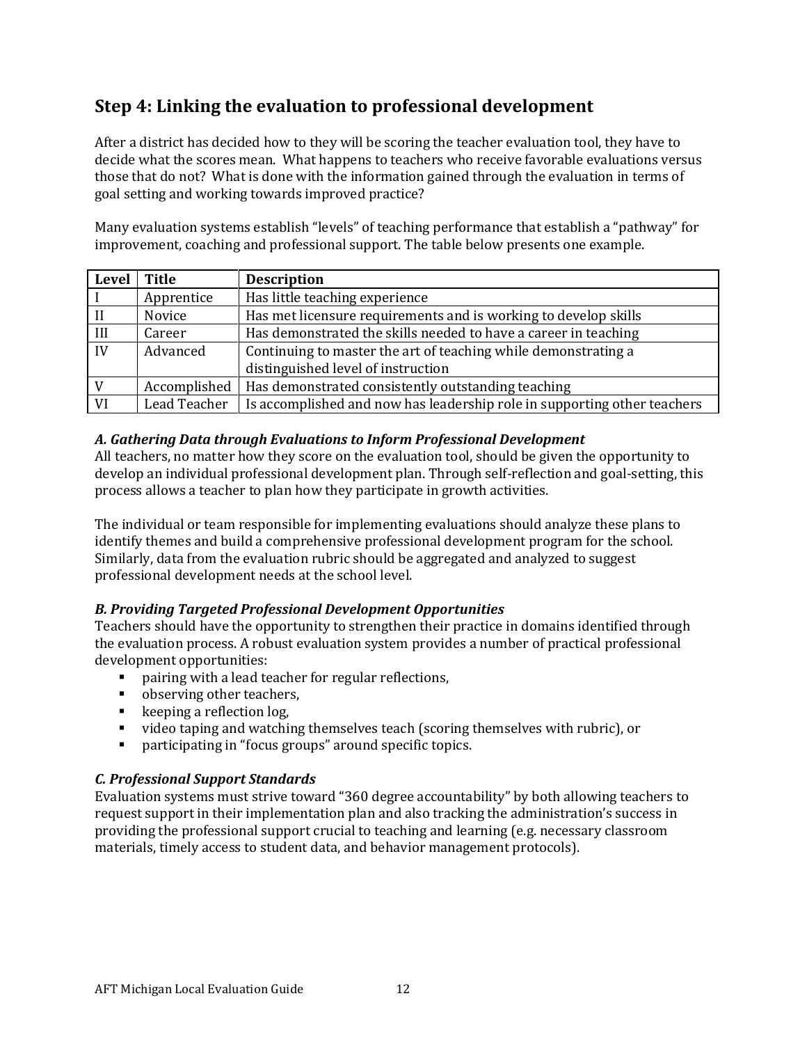## Step 4: Linking the evaluation to professional development

After a district has decided how to they will be scoring the teacher evaluation tool, they have to decide what the scores mean. What happens to teachers who receive favorable evaluations versus those that do not? What is done with the information gained through the evaluation in terms of goal setting and working towards improved practice?

Many evaluation systems establish "levels" of teaching performance that establish a "pathway" for improvement, coaching and professional support. The table below presents one example.

| Level | Title | Description |
|---|---|---|
| I | Apprentice | Has little teaching experience |
| II | Novice | Has met licensure requirements and is working to develop skills |
| III | Career | Has demonstrated the skills needed to have a career in teaching |
| IV | Advanced | Continuing to master the art of teaching while demonstrating a distinguished level of instruction |
| V | Accomplished | Has demonstrated consistently outstanding teaching |
| VI | Lead Teacher | Is accomplished and now has leadership role in supporting other teachers |

### *A. Gathering Data through Evaluations to Inform Professional Development*

All teachers, no matter how they score on the evaluation tool, should be given the opportunity to develop an individual professional development plan. Through self-reflection and goal-setting, this process allows a teacher to plan how they participate in growth activities.

The individual or team responsible for implementing evaluations should analyze these plans to identify themes and build a comprehensive professional development program for the school. Similarly, data from the evaluation rubric should be aggregated and analyzed to suggest professional development needs at the school level.

### *B. Providing Targeted Professional Development Opportunities*

Teachers should have the opportunity to strengthen their practice in domains identified through the evaluation process. A robust evaluation system provides a number of practical professional development opportunities:

- pairing with a lead teacher for regular reflections,
- observing other teachers,
- keeping a reflection log,
- video taping and watching themselves teach (scoring themselves with rubric), or
- participating in "focus groups" around specific topics.

### *C. Professional Support Standards*

Evaluation systems must strive toward "360 degree accountability" by both allowing teachers to request support in their implementation plan and also tracking the administration's success in providing the professional support crucial to teaching and learning (e.g. necessary classroom materials, timely access to student data, and behavior management protocols).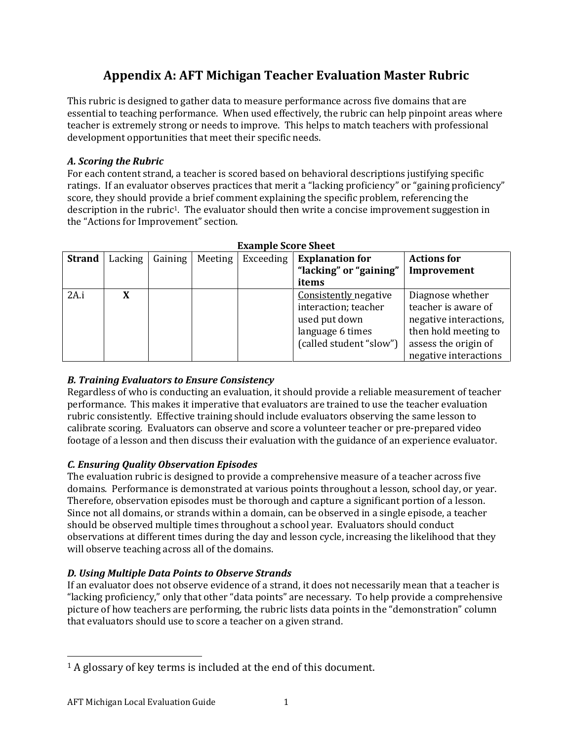# Appendix A: AFT Michigan Teacher Evaluation Master Rubric

This rubric is designed to gather data to measure performance across five domains that are essential to teaching performance. When used effectively, the rubric can help pinpoint areas where teacher is extremely strong or needs to improve. This helps to match teachers with professional development opportunities that meet their specific needs.

### *A. Scoring the Rubric*

For each content strand, a teacher is scored based on behavioral descriptions justifying specific ratings. If an evaluator observes practices that merit a "lacking proficiency" or "gaining proficiency" score, they should provide a brief comment explaining the specific problem, referencing the description in the rubric[1]. The evaluator should then write a concise improvement suggestion in the "Actions for Improvement" section.

**Example Score Sheet**

| **Strand** | Lacking | Gaining | Meeting | Exceeding | **Explanation for "lacking" or "gaining" items** | **Actions for Improvement** |
|---|---|---|---|---|---|---|
| 2A.i | **X** | | | | Consistently negative interaction; teacher used put down language 6 times (called student "slow") | Diagnose whether teacher is aware of negative interactions, then hold meeting to assess the origin of negative interactions |

### *B. Training Evaluators to Ensure Consistency*

Regardless of who is conducting an evaluation, it should provide a reliable measurement of teacher performance. This makes it imperative that evaluators are trained to use the teacher evaluation rubric consistently. Effective training should include evaluators observing the same lesson to calibrate scoring. Evaluators can observe and score a volunteer teacher or pre-prepared video footage of a lesson and then discuss their evaluation with the guidance of an experience evaluator.

### *C. Ensuring Quality Observation Episodes*

The evaluation rubric is designed to provide a comprehensive measure of a teacher across five domains. Performance is demonstrated at various points throughout a lesson, school day, or year. Therefore, observation episodes must be thorough and capture a significant portion of a lesson. Since not all domains, or strands within a domain, can be observed in a single episode, a teacher should be observed multiple times throughout a school year. Evaluators should conduct observations at different times during the day and lesson cycle, increasing the likelihood that they will observe teaching across all of the domains.

### *D. Using Multiple Data Points to Observe Strands*

If an evaluator does not observe evidence of a strand, it does not necessarily mean that a teacher is "lacking proficiency," only that other "data points" are necessary. To help provide a comprehensive picture of how teachers are performing, the rubric lists data points in the "demonstration" column that evaluators should use to score a teacher on a given strand.

[1] A glossary of key terms is included at the end of this document.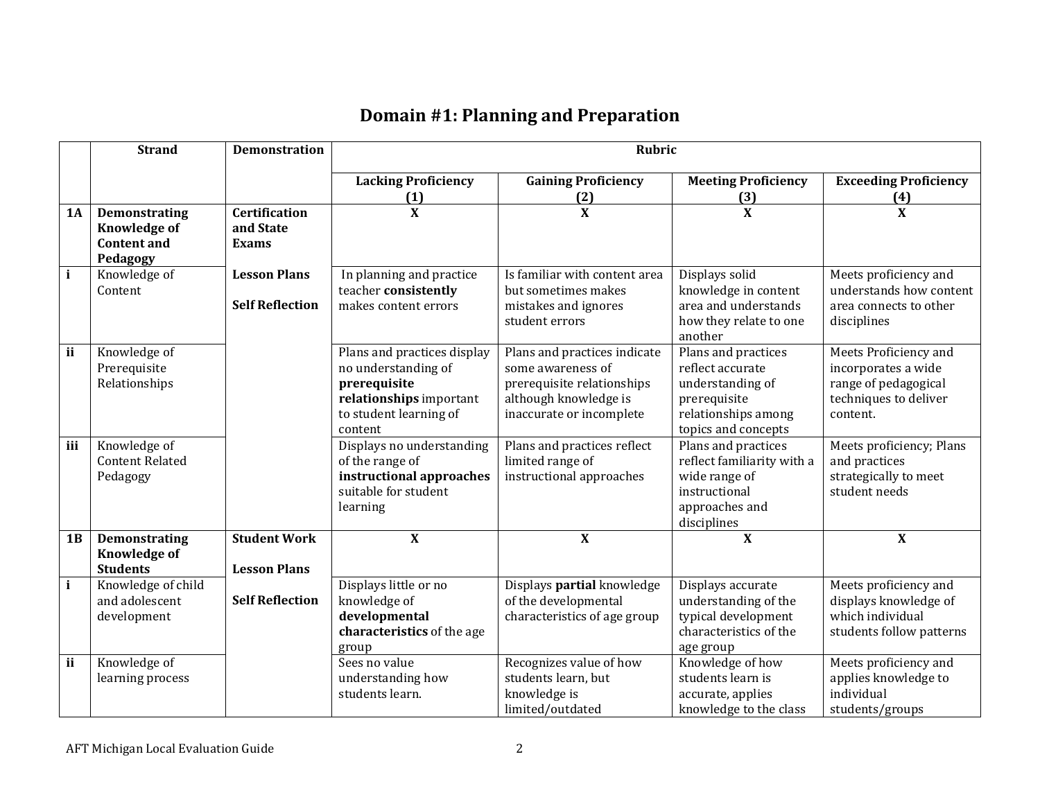# Domain #1: Planning and Preparation

| | Strand | Demonstration | Rubric | | | |
|---|---|---|---|---|---|---|
| | | | **Lacking Proficiency (1)** | **Gaining Proficiency (2)** | **Meeting Proficiency (3)** | **Exceeding Proficiency (4)** |
| **1A** | **Demonstrating Knowledge of Content and Pedagogy** | **Certification and State Exams**<br><br>**Lesson Plans**<br><br>**Self Reflection** | **X** | **X** | **X** | **X** |
| **i** | Knowledge of Content | | In planning and practice teacher **consistently** makes content errors | Is familiar with content area but sometimes makes mistakes and ignores student errors | Displays solid knowledge in content area and understands how they relate to one another | Meets proficiency and understands how content area connects to other disciplines |
| **ii** | Knowledge of Prerequisite Relationships | | Plans and practices display no understanding of **prerequisite relationships** important to student learning of content | Plans and practices indicate some awareness of prerequisite relationships although knowledge is inaccurate or incomplete | Plans and practices reflect accurate understanding of prerequisite relationships among topics and concepts | Meets Proficiency and incorporates a wide range of pedagogical techniques to deliver content. |
| **iii** | Knowledge of Content Related Pedagogy | | Displays no understanding of the range of **instructional approaches** suitable for student learning | Plans and practices reflect limited range of instructional approaches | Plans and practices reflect familiarity with a wide range of instructional approaches and disciplines | Meets proficiency; Plans and practices strategically to meet student needs |
| **1B** | **Demonstrating Knowledge of Students** | **Student Work**<br><br>**Lesson Plans**<br><br>**Self Reflection** | **X** | **X** | **X** | **X** |
| **i** | Knowledge of child and adolescent development | | Displays little or no knowledge of **developmental characteristics** of the age group | Displays **partial** knowledge of the developmental characteristics of age group | Displays accurate understanding of the typical development characteristics of the age group | Meets proficiency and displays knowledge of which individual students follow patterns |
| **ii** | Knowledge of learning process | | Sees no value understanding how students learn. | Recognizes value of how students learn, but knowledge is limited/outdated | Knowledge of how students learn is accurate, applies knowledge to the class | Meets proficiency and applies knowledge to individual students/groups |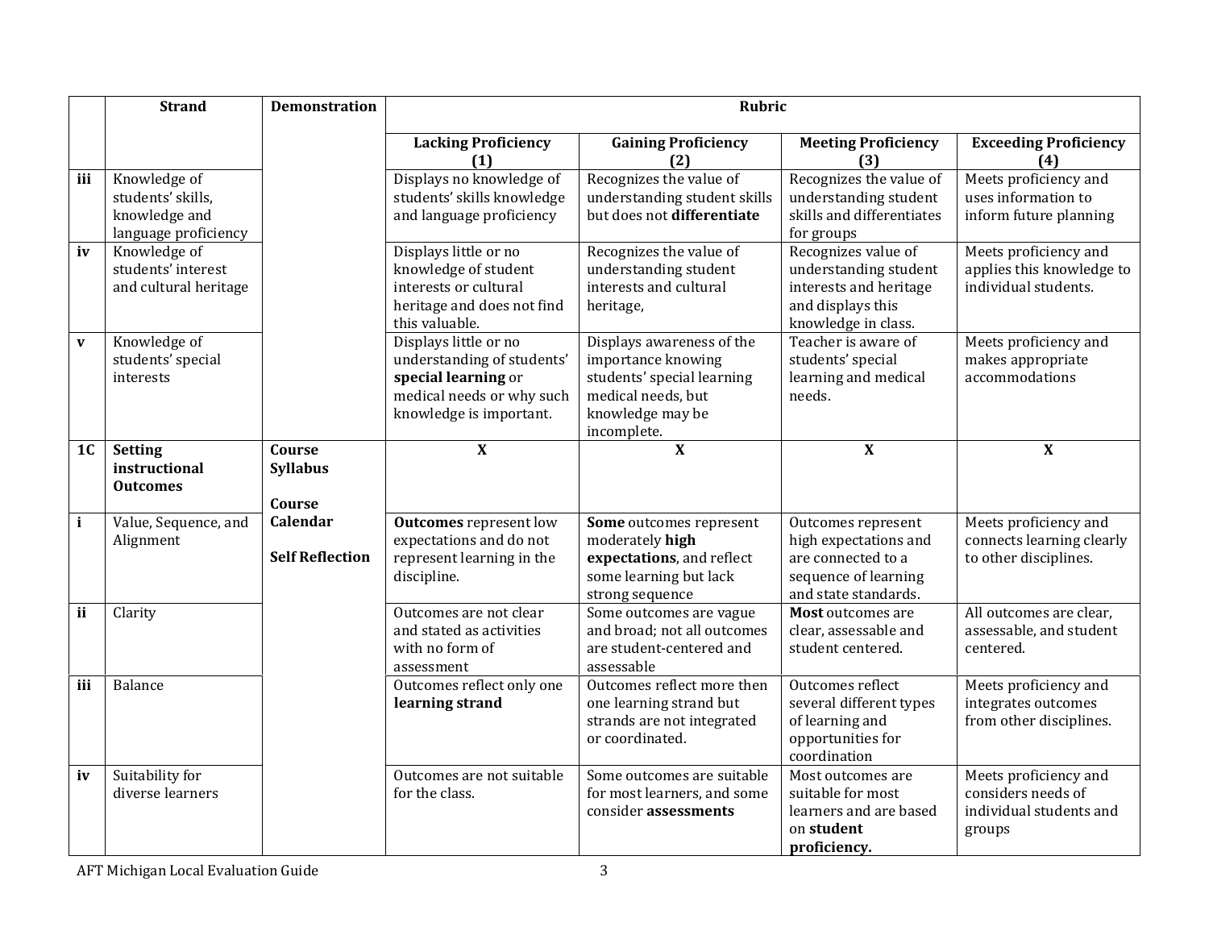| | Strand | Demonstration | Rubric | | | |
|---|---|---|---|---|---|---|
| | | | **Lacking Proficiency (1)** | **Gaining Proficiency (2)** | **Meeting Proficiency (3)** | **Exceeding Proficiency (4)** |
| **iii** | Knowledge of students' skills, knowledge and language proficiency | | Displays no knowledge of students' skills knowledge and language proficiency | Recognizes the value of understanding student skills but does not **differentiate** | Recognizes the value of understanding student skills and differentiates for groups | Meets proficiency and uses information to inform future planning |
| **iv** | Knowledge of students' interest and cultural heritage | | Displays little or no knowledge of student interests or cultural heritage and does not find this valuable. | Recognizes the value of understanding student interests and cultural heritage, | Recognizes value of understanding student interests and heritage and displays this knowledge in class. | Meets proficiency and applies this knowledge to individual students. |
| **v** | Knowledge of students' special interests | | Displays little or no understanding of students' **special learning** or medical needs or why such knowledge is important. | Displays awareness of the importance knowing students' special learning medical needs, but knowledge may be incomplete. | Teacher is aware of students' special learning and medical needs. | Meets proficiency and makes appropriate accommodations |
| **1C** | **Setting instructional Outcomes** | **Course Syllabus**<br><br>**Course Calendar**<br><br>**Self Reflection** | **X** | **X** | **X** | **X** |
| **i** | Value, Sequence, and Alignment | | **Outcomes** represent low expectations and do not represent learning in the discipline. | **Some** outcomes represent moderately **high expectations**, and reflect some learning but lack strong sequence | Outcomes represent high expectations and are connected to a sequence of learning and state standards. | Meets proficiency and connects learning clearly to other disciplines. |
| **ii** | Clarity | | Outcomes are not clear and stated as activities with no form of assessment | Some outcomes are vague and broad; not all outcomes are student-centered and assessable | **Most** outcomes are clear, assessable and student centered. | All outcomes are clear, assessable, and student centered. |
| **iii** | Balance | | Outcomes reflect only one **learning strand** | Outcomes reflect more then one learning strand but strands are not integrated or coordinated. | Outcomes reflect several different types of learning and opportunities for coordination | Meets proficiency and integrates outcomes from other disciplines. |
| **iv** | Suitability for diverse learners | | Outcomes are not suitable for the class. | Some outcomes are suitable for most learners, and some consider **assessments** | Most outcomes are suitable for most learners and are based on **student proficiency.** | Meets proficiency and considers needs of individual students and groups |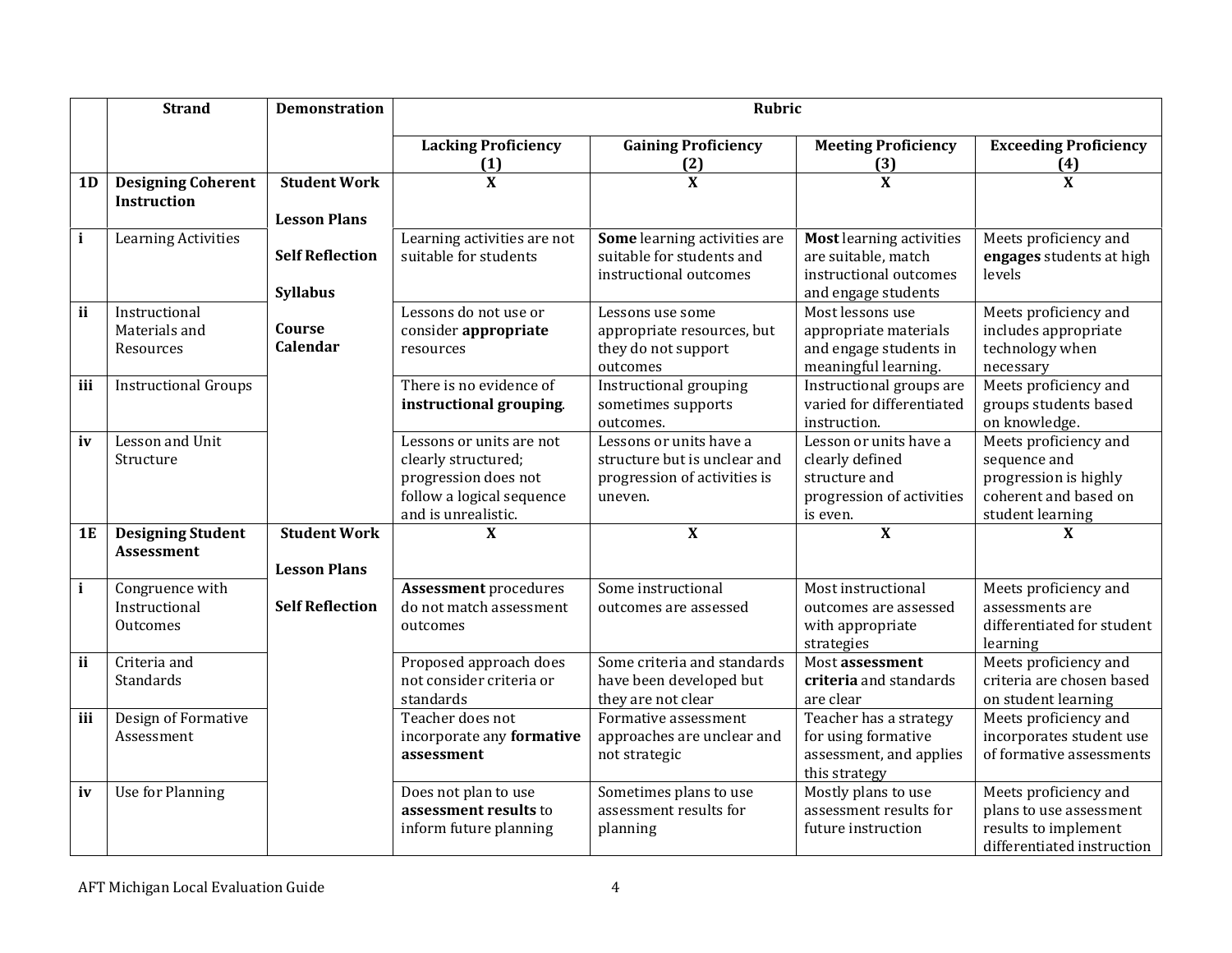| | Strand | Demonstration | Rubric | | | |
|---|---|---|---|---|---|---|
| | | | **Lacking Proficiency (1)** | **Gaining Proficiency (2)** | **Meeting Proficiency (3)** | **Exceeding Proficiency (4)** |
| **1D** | **Designing Coherent Instruction** | **Student Work** | **X** | **X** | **X** | **X** |
| **i** | Learning Activities | **Lesson Plans** | Learning activities are not suitable for students | **Some** learning activities are suitable for students and instructional outcomes | **Most** learning activities are suitable, match instructional outcomes and engage students | Meets proficiency and **engages** students at high levels |
| **ii** | Instructional Materials and Resources | **Self Reflection** | Lessons do not use or consider **appropriate** resources | Lessons use some appropriate resources, but they do not support outcomes | Most lessons use appropriate materials and engage students in meaningful learning. | Meets proficiency and includes appropriate technology when necessary |
| **iii** | Instructional Groups | **Syllabus** | There is no evidence of **instructional grouping**. | Instructional grouping sometimes supports outcomes. | Instructional groups are varied for differentiated instruction. | Meets proficiency and groups students based on knowledge. |
| **iv** | Lesson and Unit Structure | **Course Calendar** | Lessons or units are not clearly structured; progression does not follow a logical sequence and is unrealistic. | Lessons or units have a structure but is unclear and progression of activities is uneven. | Lesson or units have a clearly defined structure and progression of activities is even. | Meets proficiency and sequence and progression is highly coherent and based on student learning |
| **1E** | **Designing Student Assessment** | **Student Work** | **X** | **X** | **X** | **X** |
| **i** | Congruence with Instructional Outcomes | **Lesson Plans** | **Assessment** procedures do not match assessment outcomes | Some instructional outcomes are assessed | Most instructional outcomes are assessed with appropriate strategies | Meets proficiency and assessments are differentiated for student learning |
| **ii** | Criteria and Standards | **Self Reflection** | Proposed approach does not consider criteria or standards | Some criteria and standards have been developed but they are not clear | Most **assessment criteria** and standards are clear | Meets proficiency and criteria are chosen based on student learning |
| **iii** | Design of Formative Assessment | | Teacher does not incorporate any **formative assessment** | Formative assessment approaches are unclear and not strategic | Teacher has a strategy for using formative assessment, and applies this strategy | Meets proficiency and incorporates student use of formative assessments |
| **iv** | Use for Planning | | Does not plan to use **assessment results** to inform future planning | Sometimes plans to use assessment results for planning | Mostly plans to use assessment results for future instruction | Meets proficiency and plans to use assessment results to implement differentiated instruction |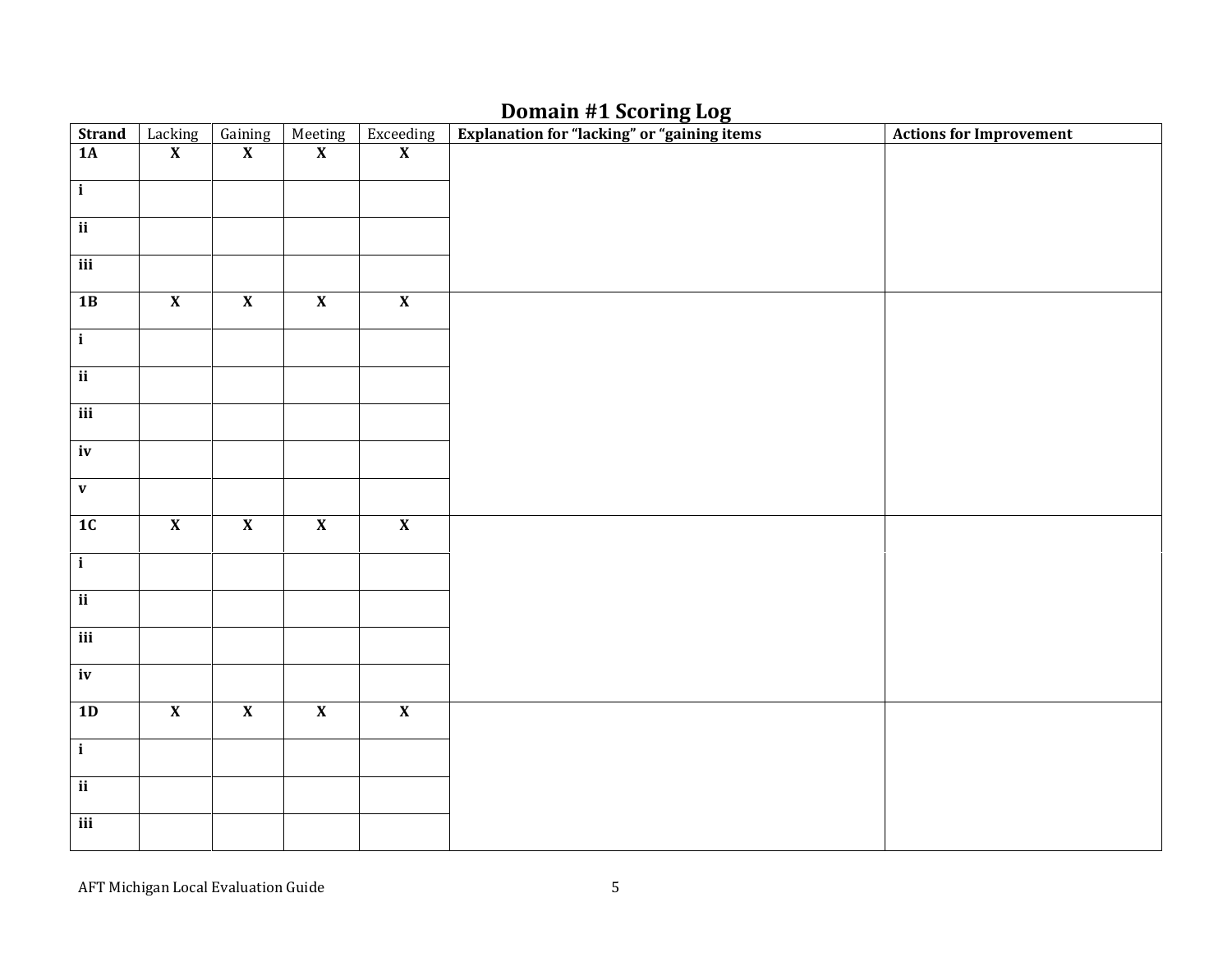## Domain #1 Scoring Log

| Strand | Lacking | Gaining | Meeting | Exceeding | Explanation for "lacking" or "gaining items | Actions for Improvement |
|---|---|---|---|---|---|---|
| **1A** | **X** | **X** | **X** | **X** | | |
| **i** | | | | | | |
| **ii** | | | | | | |
| **iii** | | | | | | |
| **1B** | **X** | **X** | **X** | **X** | | |
| **i** | | | | | | |
| **ii** | | | | | | |
| **iii** | | | | | | |
| **iv** | | | | | | |
| **v** | | | | | | |
| **1C** | **X** | **X** | **X** | **X** | | |
| **i** | | | | | | |
| **ii** | | | | | | |
| **iii** | | | | | | |
| **iv** | | | | | | |
| **1D** | **X** | **X** | **X** | **X** | | |
| **i** | | | | | | |
| **ii** | | | | | | |
| **iii** | | | | | | |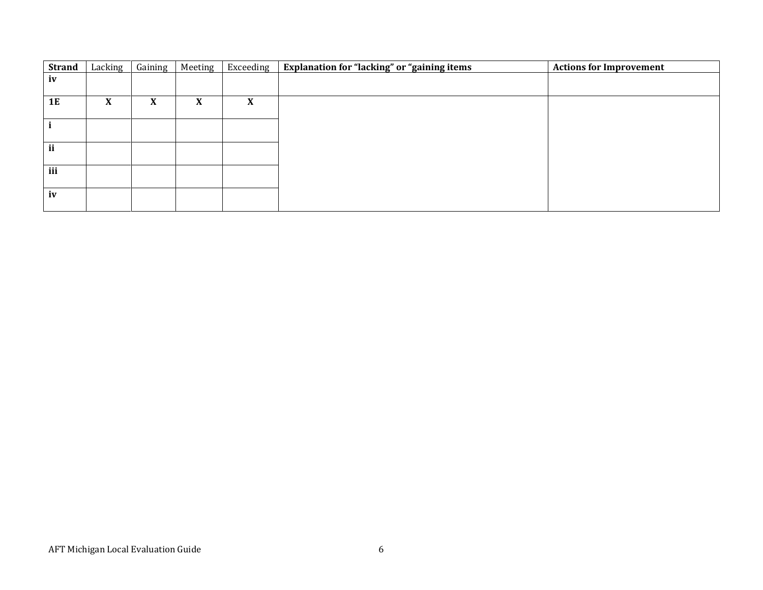| Strand | Lacking | Gaining | Meeting | Exceeding | Explanation for "lacking" or "gaining items | Actions for Improvement |
|---|---|---|---|---|---|---|
| **iv** | | | | | | |
| **1E** | **X** | **X** | **X** | **X** | | |
| **i** | | | | | | |
| **ii** | | | | | | |
| **iii** | | | | | | |
| **iv** | | | | | | |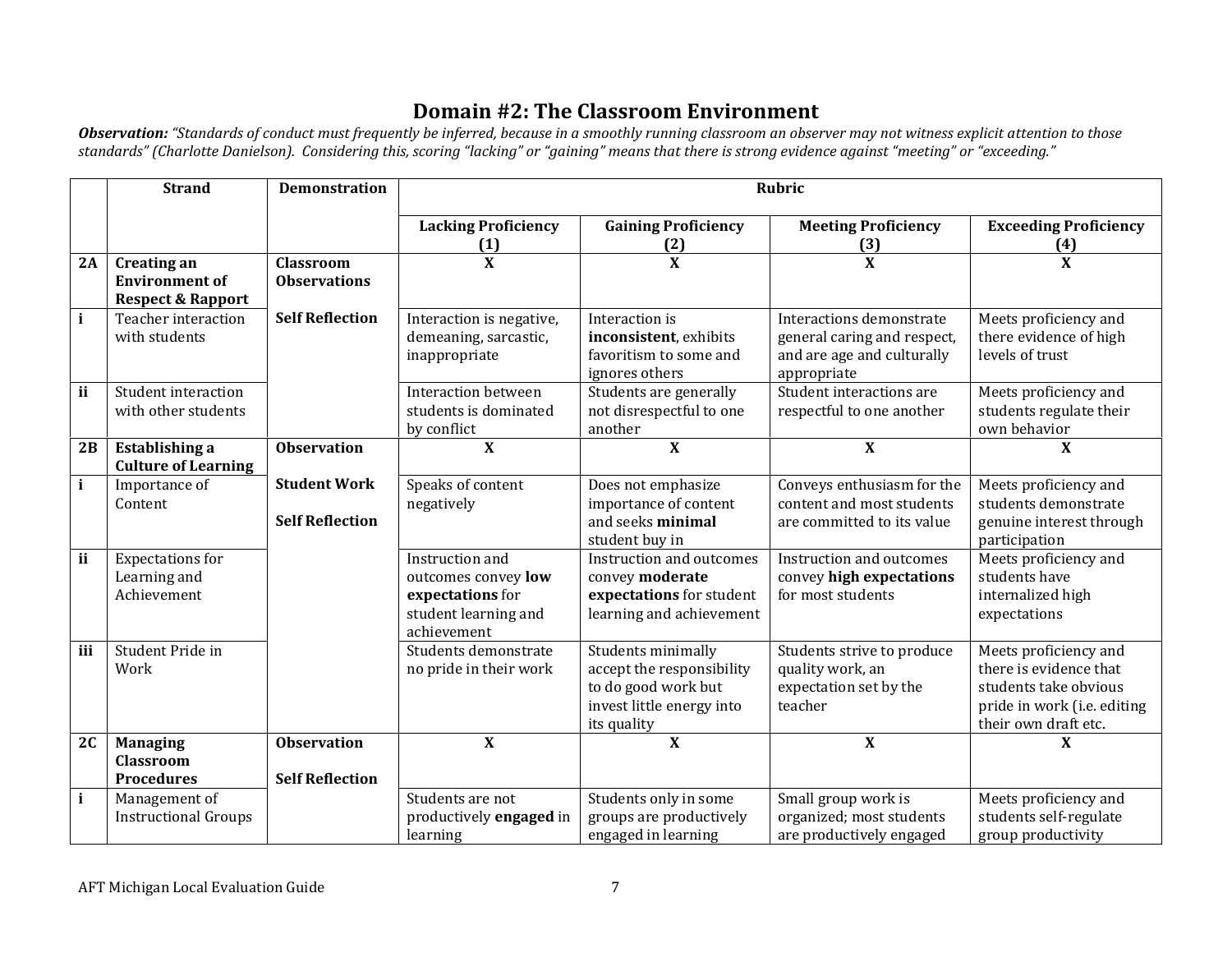# Domain #2: The Classroom Environment

***Observation:*** *"Standards of conduct must frequently be inferred, because in a smoothly running classroom an observer may not witness explicit attention to those standards" (Charlotte Danielson). Considering this, scoring "lacking" or "gaining" means that there is strong evidence against "meeting" or "exceeding."*

| | Strand | Demonstration | Rubric | | | |
|---|---|---|---|---|---|---|
| | | | **Lacking Proficiency (1)** | **Gaining Proficiency (2)** | **Meeting Proficiency (3)** | **Exceeding Proficiency (4)** |
| **2A** | **Creating an Environment of Respect & Rapport** | **Classroom Observations** | **X** | **X** | **X** | **X** |
| **i** | Teacher interaction with students | **Self Reflection** | Interaction is negative, demeaning, sarcastic, inappropriate | Interaction is **inconsistent**, exhibits favoritism to some and ignores others | Interactions demonstrate general caring and respect, and are age and culturally appropriate | Meets proficiency and there evidence of high levels of trust |
| **ii** | Student interaction with other students | | Interaction between students is dominated by conflict | Students are generally not disrespectful to one another | Student interactions are respectful to one another | Meets proficiency and students regulate their own behavior |
| **2B** | **Establishing a Culture of Learning** | **Observation** | **X** | **X** | **X** | **X** |
| **i** | Importance of Content | **Student Work**<br><br>**Self Reflection** | Speaks of content negatively | Does not emphasize importance of content and seeks **minimal** student buy in | Conveys enthusiasm for the content and most students are committed to its value | Meets proficiency and students demonstrate genuine interest through participation |
| **ii** | Expectations for Learning and Achievement | | Instruction and outcomes convey **low expectations** for student learning and achievement | Instruction and outcomes convey **moderate expectations** for student learning and achievement | Instruction and outcomes convey **high expectations** for most students | Meets proficiency and students have internalized high expectations |
| **iii** | Student Pride in Work | | Students demonstrate no pride in their work | Students minimally accept the responsibility to do good work but invest little energy into its quality | Students strive to produce quality work, an expectation set by the teacher | Meets proficiency and there is evidence that students take obvious pride in work (i.e. editing their own draft etc. |
| **2C** | **Managing Classroom Procedures** | **Observation**<br><br>**Self Reflection** | **X** | **X** | **X** | **X** |
| **i** | Management of Instructional Groups | | Students are not productively **engaged** in learning | Students only in some groups are productively engaged in learning | Small group work is organized; most students are productively engaged | Meets proficiency and students self-regulate group productivity |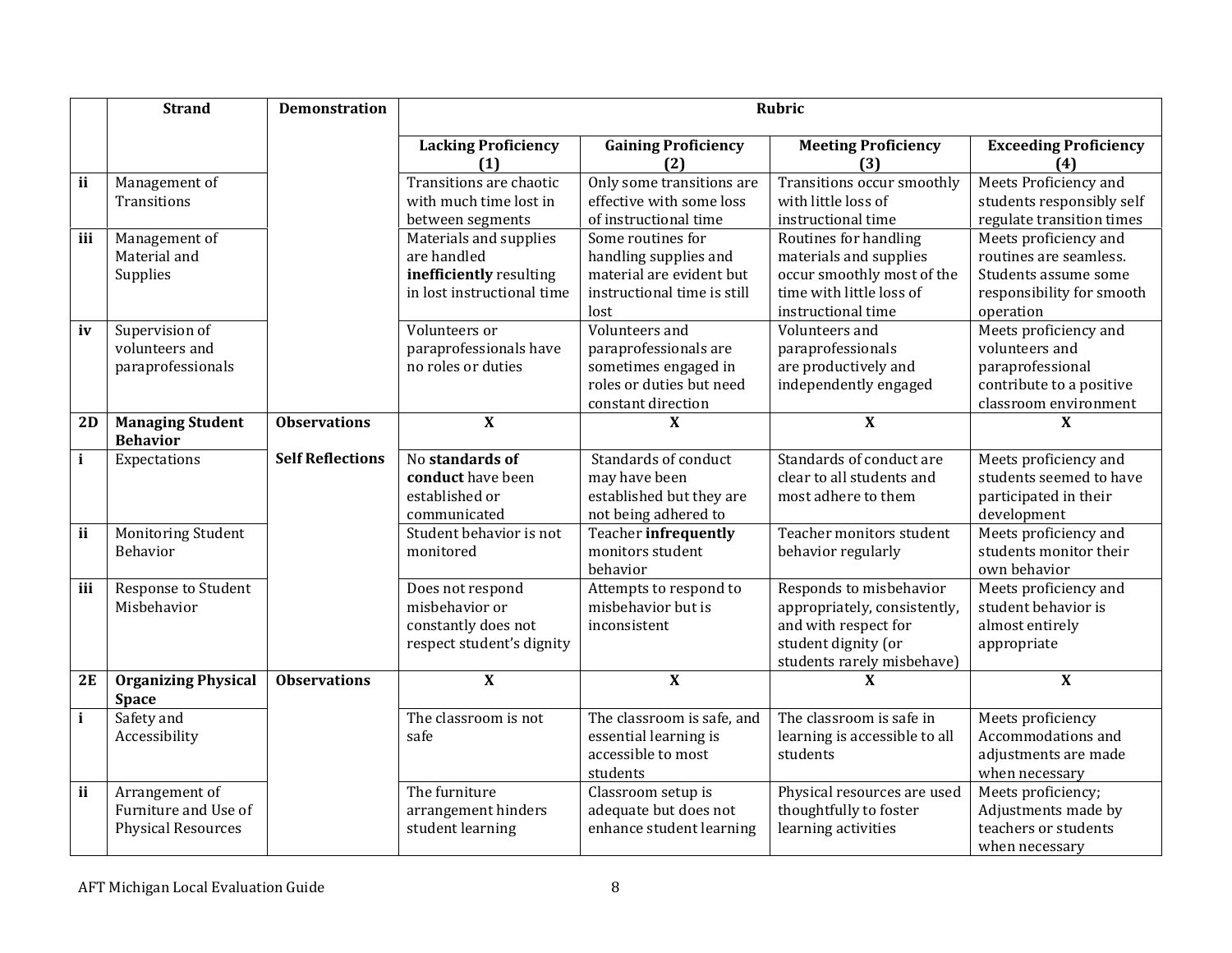| | Strand | Demonstration | Rubric | | | |
|---|---|---|---|---|---|---|
| | | | **Lacking Proficiency (1)** | **Gaining Proficiency (2)** | **Meeting Proficiency (3)** | **Exceeding Proficiency (4)** |
| **ii** | Management of Transitions | | Transitions are chaotic with much time lost in between segments | Only some transitions are effective with some loss of instructional time | Transitions occur smoothly with little loss of instructional time | Meets Proficiency and students responsibly self regulate transition times |
| **iii** | Management of Material and Supplies | | Materials and supplies are handled **inefficiently** resulting in lost instructional time | Some routines for handling supplies and material are evident but instructional time is still lost | Routines for handling materials and supplies occur smoothly most of the time with little loss of instructional time | Meets proficiency and routines are seamless. Students assume some responsibility for smooth operation |
| **iv** | Supervision of volunteers and paraprofessionals | | Volunteers or paraprofessionals have no roles or duties | Volunteers and paraprofessionals are sometimes engaged in roles or duties but need constant direction | Volunteers and paraprofessionals are productively and independently engaged | Meets proficiency and volunteers and paraprofessional contribute to a positive classroom environment |
| **2D** | **Managing Student Behavior** | **Observations** | **X** | **X** | **X** | **X** |
| **i** | Expectations | **Self Reflections** | No **standards of conduct** have been established or communicated | Standards of conduct may have been established but they are not being adhered to | Standards of conduct are clear to all students and most adhere to them | Meets proficiency and students seemed to have participated in their development |
| **ii** | Monitoring Student Behavior | | Student behavior is not monitored | Teacher **infrequently** monitors student behavior | Teacher monitors student behavior regularly | Meets proficiency and students monitor their own behavior |
| **iii** | Response to Student Misbehavior | | Does not respond misbehavior or constantly does not respect student's dignity | Attempts to respond to misbehavior but is inconsistent | Responds to misbehavior appropriately, consistently, and with respect for student dignity (or students rarely misbehave) | Meets proficiency and student behavior is almost entirely appropriate |
| **2E** | **Organizing Physical Space** | **Observations** | **X** | **X** | **X** | **X** |
| **i** | Safety and Accessibility | | The classroom is not safe | The classroom is safe, and essential learning is accessible to most students | The classroom is safe in learning is accessible to all students | Meets proficiency Accommodations and adjustments are made when necessary |
| **ii** | Arrangement of Furniture and Use of Physical Resources | | The furniture arrangement hinders student learning | Classroom setup is adequate but does not enhance student learning | Physical resources are used thoughtfully to foster learning activities | Meets proficiency; Adjustments made by teachers or students when necessary |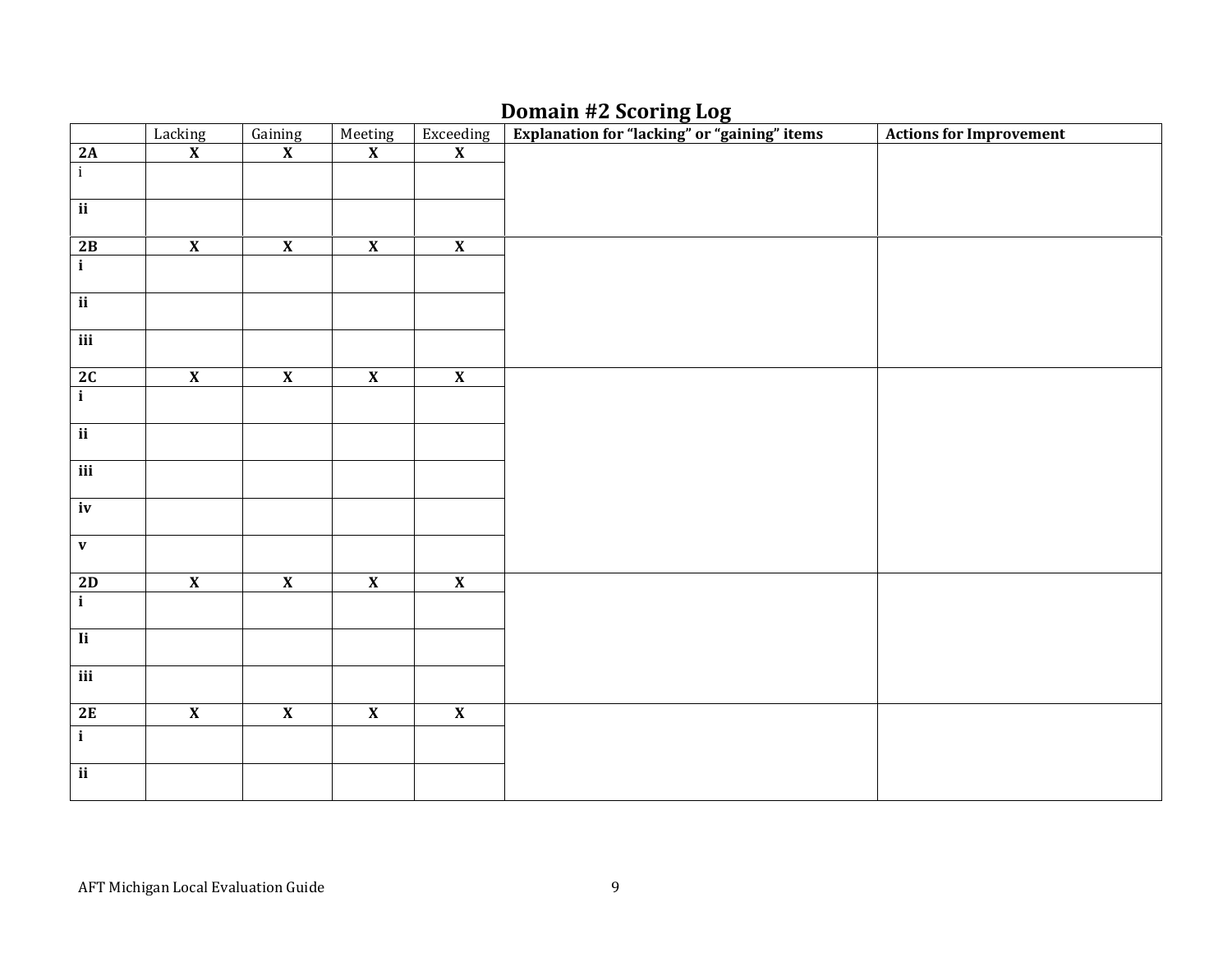## Domain #2 Scoring Log

| | Lacking | Gaining | Meeting | Exceeding | Explanation for "lacking" or "gaining" items | Actions for Improvement |
|---|---|---|---|---|---|---|
| **2A** | **X** | **X** | **X** | **X** | | |
| i | | | | | | |
| **ii** | | | | | | |
| **2B** | **X** | **X** | **X** | **X** | | |
| **i** | | | | | | |
| **ii** | | | | | | |
| **iii** | | | | | | |
| **2C** | **X** | **X** | **X** | **X** | | |
| **i** | | | | | | |
| **ii** | | | | | | |
| **iii** | | | | | | |
| **iv** | | | | | | |
| **v** | | | | | | |
| **2D** | **X** | **X** | **X** | **X** | | |
| **i** | | | | | | |
| **Ii** | | | | | | |
| **iii** | | | | | | |
| **2E** | **X** | **X** | **X** | **X** | | |
| **i** | | | | | | |
| **ii** | | | | | | |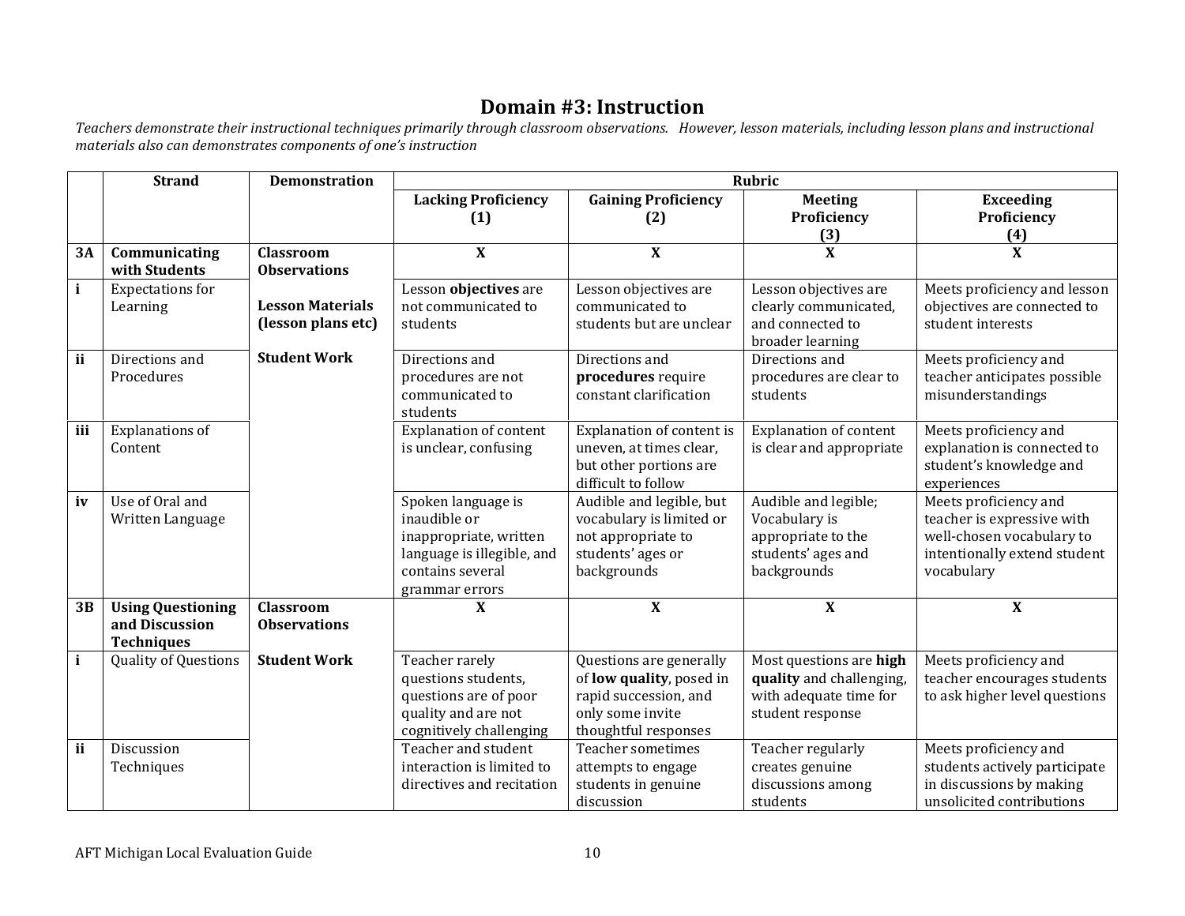# Domain #3: Instruction

*Teachers demonstrate their instructional techniques primarily through classroom observations. However, lesson materials, including lesson plans and instructional materials also can demonstrates components of one's instruction*

| | Strand | Demonstration | Rubric | | | |
|---|---|---|---|---|---|---|
| | | | **Lacking Proficiency (1)** | **Gaining Proficiency (2)** | **Meeting Proficiency (3)** | **Exceeding Proficiency (4)** |
| **3A** | **Communicating with Students** | **Classroom Observations**<br><br>**Lesson Materials (lesson plans etc)**<br><br>**Student Work** | **X** | **X** | **X** | **X** |
| **i** | Expectations for Learning | | Lesson **objectives** are not communicated to students | Lesson objectives are communicated to students but are unclear | Lesson objectives are clearly communicated, and connected to broader learning | Meets proficiency and lesson objectives are connected to student interests |
| **ii** | Directions and Procedures | | Directions and procedures are not communicated to students | Directions and **procedures** require constant clarification | Directions and procedures are clear to students | Meets proficiency and teacher anticipates possible misunderstandings |
| **iii** | Explanations of Content | | Explanation of content is unclear, confusing | Explanation of content is uneven, at times clear, but other portions are difficult to follow | Explanation of content is clear and appropriate | Meets proficiency and explanation is connected to student's knowledge and experiences |
| **iv** | Use of Oral and Written Language | | Spoken language is inaudible or inappropriate, written language is illegible, and contains several grammar errors | Audible and legible, but vocabulary is limited or not appropriate to students' ages or backgrounds | Audible and legible; Vocabulary is appropriate to the students' ages and backgrounds | Meets proficiency and teacher is expressive with well-chosen vocabulary to intentionally extend student vocabulary |
| **3B** | **Using Questioning and Discussion Techniques** | **Classroom Observations**<br><br>**Student Work** | **X** | **X** | **X** | **X** |
| **i** | Quality of Questions | | Teacher rarely questions students, questions are of poor quality and are not cognitively challenging | Questions are generally of **low quality**, posed in rapid succession, and only some invite thoughtful responses | Most questions are **high quality** and challenging, with adequate time for student response | Meets proficiency and teacher encourages students to ask higher level questions |
| **ii** | Discussion Techniques | | Teacher and student interaction is limited to directives and recitation | Teacher sometimes attempts to engage students in genuine discussion | Teacher regularly creates genuine discussions among students | Meets proficiency and students actively participate in discussions by making unsolicited contributions |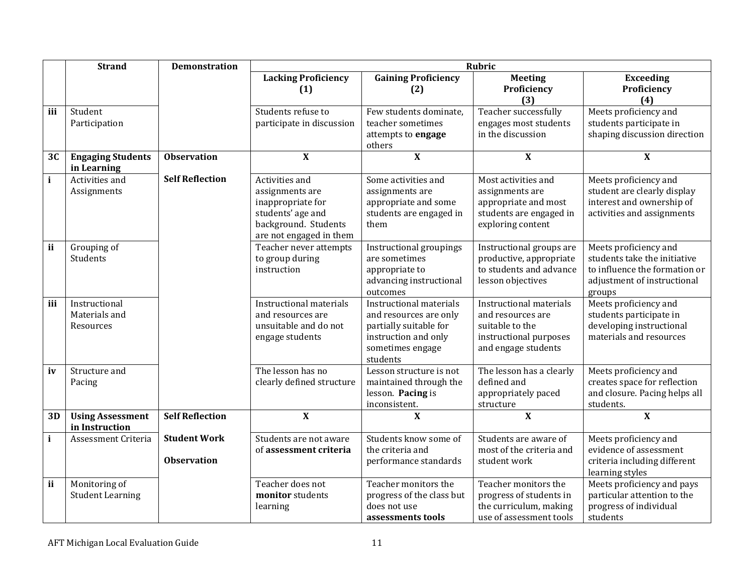| | Strand | Demonstration | Rubric | | | |
|---|---|---|---|---|---|---|
| | | | **Lacking Proficiency (1)** | **Gaining Proficiency (2)** | **Meeting Proficiency (3)** | **Exceeding Proficiency (4)** |
| **iii** | Student Participation | | Students refuse to participate in discussion | Few students dominate, teacher sometimes attempts to **engage** others | Teacher successfully engages most students in the discussion | Meets proficiency and students participate in shaping discussion direction |
| **3C** | **Engaging Students in Learning** | **Observation** | **X** | **X** | **X** | **X** |
| **i** | Activities and Assignments | **Self Reflection** | Activities and assignments are inappropriate for students' age and background. Students are not engaged in them | Some activities and assignments are appropriate and some students are engaged in them | Most activities and assignments are appropriate and most students are engaged in exploring content | Meets proficiency and student are clearly display interest and ownership of activities and assignments |
| **ii** | Grouping of Students | | Teacher never attempts to group during instruction | Instructional groupings are sometimes appropriate to advancing instructional outcomes | Instructional groups are productive, appropriate to students and advance lesson objectives | Meets proficiency and students take the initiative to influence the formation or adjustment of instructional groups |
| **iii** | Instructional Materials and Resources | | Instructional materials and resources are unsuitable and do not engage students | Instructional materials and resources are only partially suitable for instruction and only sometimes engage students | Instructional materials and resources are suitable to the instructional purposes and engage students | Meets proficiency and students participate in developing instructional materials and resources |
| **iv** | Structure and Pacing | | The lesson has no clearly defined structure | Lesson structure is not maintained through the lesson. **Pacing** is inconsistent. | The lesson has a clearly defined and appropriately paced structure | Meets proficiency and creates space for reflection and closure. Pacing helps all students. |
| **3D** | **Using Assessment in Instruction** | **Self Reflection** | **X** | **X** | **X** | **X** |
| **i** | Assessment Criteria | **Student Work**<br><br>**Observation** | Students are not aware of **assessment criteria** | Students know some of the criteria and performance standards | Students are aware of most of the criteria and student work | Meets proficiency and evidence of assessment criteria including different learning styles |
| **ii** | Monitoring of Student Learning | | Teacher does not **monitor** students learning | Teacher monitors the progress of the class but does not use **assessments tools** | Teacher monitors the progress of students in the curriculum, making use of assessment tools | Meets proficiency and pays particular attention to the progress of individual students |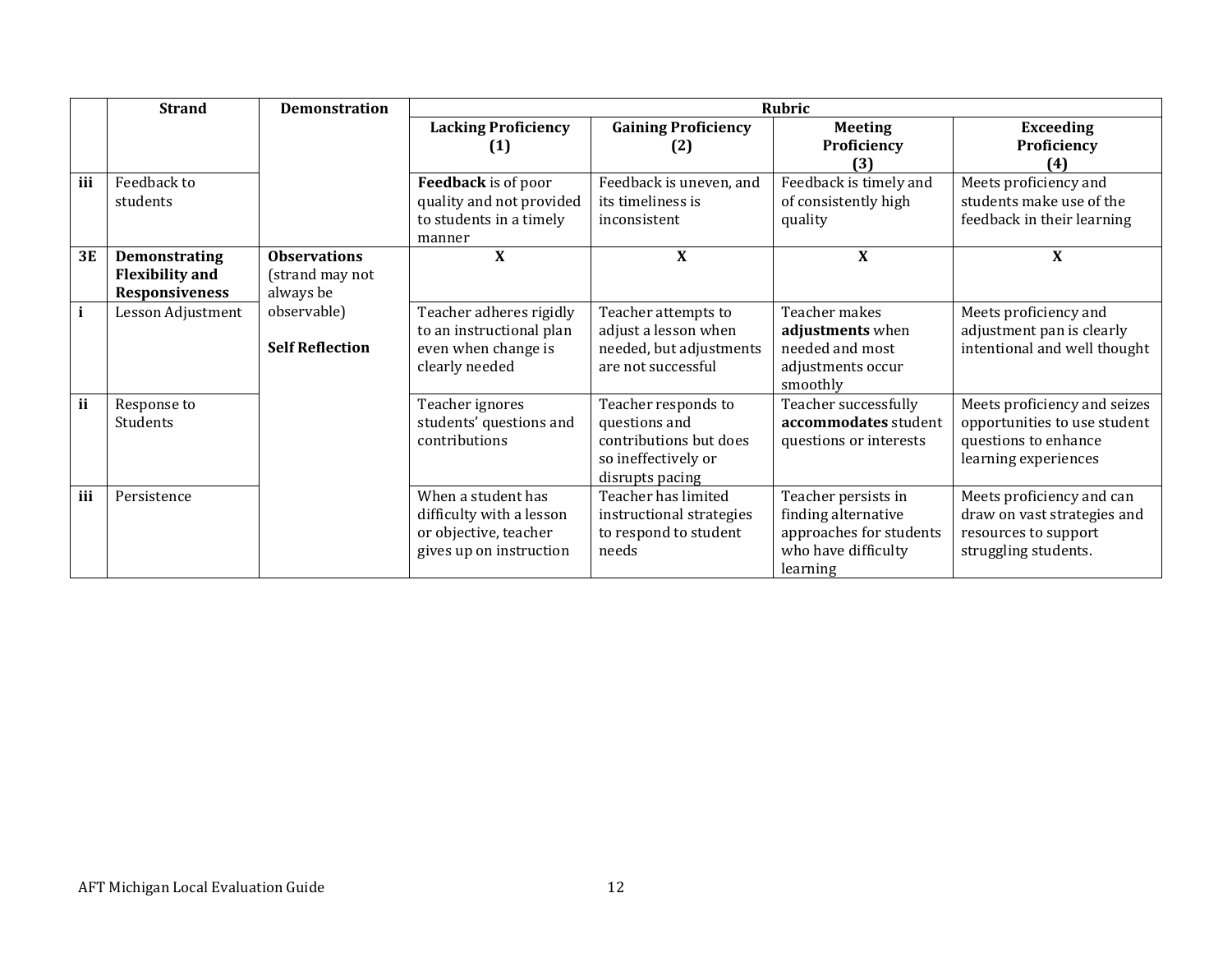| | Strand | Demonstration | Rubric | | | |
|---|---|---|---|---|---|---|
| | | | **Lacking Proficiency (1)** | **Gaining Proficiency (2)** | **Meeting Proficiency (3)** | **Exceeding Proficiency (4)** |
| **iii** | Feedback to students | | **Feedback** is of poor quality and not provided to students in a timely manner | Feedback is uneven, and its timeliness is inconsistent | Feedback is timely and of consistently high quality | Meets proficiency and students make use of the feedback in their learning |
| **3E** | **Demonstrating Flexibility and Responsiveness** | **Observations** (strand may not always be observable) **Self Reflection** | **X** | **X** | **X** | **X** |
| **i** | Lesson Adjustment | | Teacher adheres rigidly to an instructional plan even when change is clearly needed | Teacher attempts to adjust a lesson when needed, but adjustments are not successful | Teacher makes **adjustments** when needed and most adjustments occur smoothly | Meets proficiency and adjustment pan is clearly intentional and well thought |
| **ii** | Response to Students | | Teacher ignores students' questions and contributions | Teacher responds to questions and contributions but does so ineffectively or disrupts pacing | Teacher successfully **accommodates** student questions or interests | Meets proficiency and seizes opportunities to use student questions to enhance learning experiences |
| **iii** | Persistence | | When a student has difficulty with a lesson or objective, teacher gives up on instruction | Teacher has limited instructional strategies to respond to student needs | Teacher persists in finding alternative approaches for students who have difficulty learning | Meets proficiency and can draw on vast strategies and resources to support struggling students. |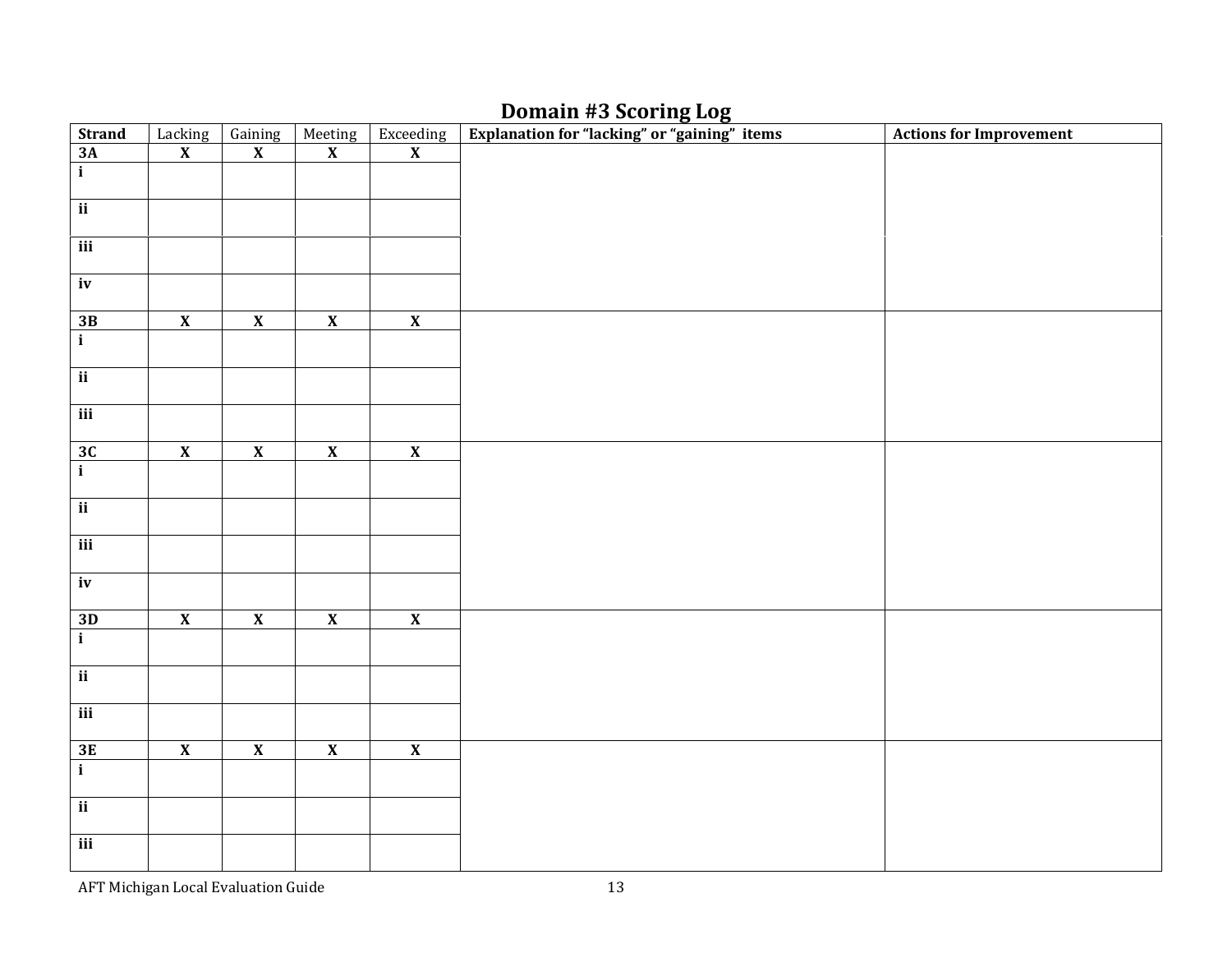## Domain #3 Scoring Log

| Strand | Lacking | Gaining | Meeting | Exceeding | Explanation for "lacking" or "gaining" items | Actions for Improvement |
|---|---|---|---|---|---|---|
| **3A** | **X** | **X** | **X** | **X** | | |
| **i** | | | | | | |
| **ii** | | | | | | |
| **iii** | | | | | | |
| **iv** | | | | | | |
| **3B** | **X** | **X** | **X** | **X** | | |
| **i** | | | | | | |
| **ii** | | | | | | |
| **iii** | | | | | | |
| **3C** | **X** | **X** | **X** | **X** | | |
| **i** | | | | | | |
| **ii** | | | | | | |
| **iii** | | | | | | |
| **iv** | | | | | | |
| **3D** | **X** | **X** | **X** | **X** | | |
| **i** | | | | | | |
| **ii** | | | | | | |
| **iii** | | | | | | |
| **3E** | **X** | **X** | **X** | **X** | | |
| **i** | | | | | | |
| **ii** | | | | | | |
| **iii** | | | | | | |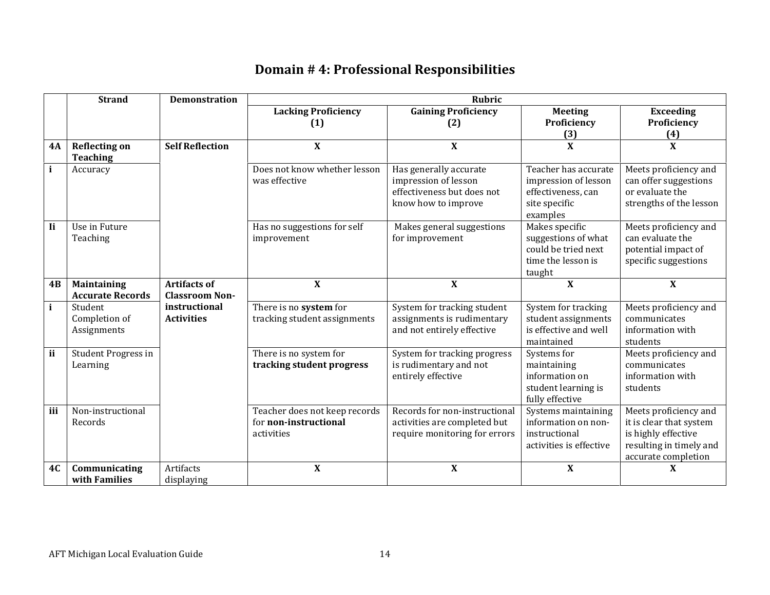# Domain # 4: Professional Responsibilities

| | Strand | Demonstration | Rubric | | | |
|---|---|---|---|---|---|---|
| | | | **Lacking Proficiency (1)** | **Gaining Proficiency (2)** | **Meeting Proficiency (3)** | **Exceeding Proficiency (4)** |
| **4A** | **Reflecting on Teaching** | **Self Reflection** | **X** | **X** | **X** | **X** |
| **i** | Accuracy | | Does not know whether lesson was effective | Has generally accurate impression of lesson effectiveness but does not know how to improve | Teacher has accurate impression of lesson effectiveness, can site specific examples | Meets proficiency and can offer suggestions or evaluate the strengths of the lesson |
| **Ii** | Use in Future Teaching | | Has no suggestions for self improvement | Makes general suggestions for improvement | Makes specific suggestions of what could be tried next time the lesson is taught | Meets proficiency and can evaluate the potential impact of specific suggestions |
| **4B** | **Maintaining Accurate Records** | **Artifacts of Classroom Non-instructional Activities** | **X** | **X** | **X** | **X** |
| **i** | Student Completion of Assignments | | There is no **system** for tracking student assignments | System for tracking student assignments is rudimentary and not entirely effective | System for tracking student assignments is effective and well maintained | Meets proficiency and communicates information with students |
| **ii** | Student Progress in Learning | | There is no system for **tracking student progress** | System for tracking progress is rudimentary and not entirely effective | Systems for maintaining information on student learning is fully effective | Meets proficiency and communicates information with students |
| **iii** | Non-instructional Records | | Teacher does not keep records for **non-instructional** activities | Records for non-instructional activities are completed but require monitoring for errors | Systems maintaining information on non-instructional activities is effective | Meets proficiency and it is clear that system is highly effective resulting in timely and accurate completion |
| **4C** | **Communicating with Families** | Artifacts displaying | **X** | **X** | **X** | **X** |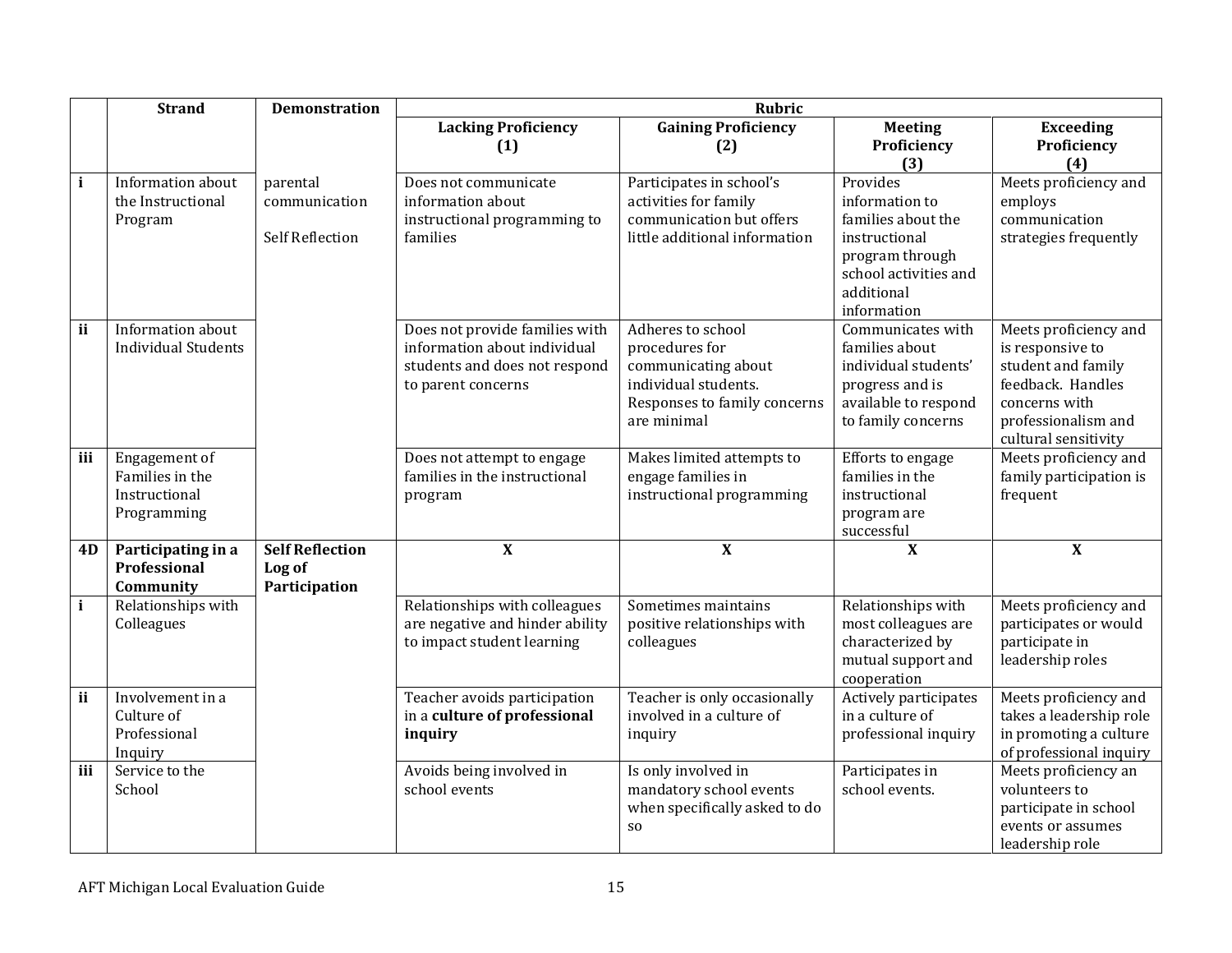| | Strand | Demonstration | Rubric | | | |
|---|---|---|---|---|---|---|
| | | | **Lacking Proficiency (1)** | **Gaining Proficiency (2)** | **Meeting Proficiency (3)** | **Exceeding Proficiency (4)** |
| **i** | Information about the Instructional Program | parental communication<br><br>Self Reflection | Does not communicate information about instructional programming to families | Participates in school's activities for family communication but offers little additional information | Provides information to families about the instructional program through school activities and additional information | Meets proficiency and employs communication strategies frequently |
| **ii** | Information about Individual Students | | Does not provide families with information about individual students and does not respond to parent concerns | Adheres to school procedures for communicating about individual students. Responses to family concerns are minimal | Communicates with families about individual students' progress and is available to respond to family concerns | Meets proficiency and is responsive to student and family feedback. Handles concerns with professionalism and cultural sensitivity |
| **iii** | Engagement of Families in the Instructional Programming | | Does not attempt to engage families in the instructional program | Makes limited attempts to engage families in instructional programming | Efforts to engage families in the instructional program are successful | Meets proficiency and family participation is frequent |
| **4D** | **Participating in a Professional Community** | **Self Reflection Log of Participation** | **X** | **X** | **X** | **X** |
| **i** | Relationships with Colleagues | | Relationships with colleagues are negative and hinder ability to impact student learning | Sometimes maintains positive relationships with colleagues | Relationships with most colleagues are characterized by mutual support and cooperation | Meets proficiency and participates or would participate in leadership roles |
| **ii** | Involvement in a Culture of Professional Inquiry | | Teacher avoids participation in a **culture of professional inquiry** | Teacher is only occasionally involved in a culture of inquiry | Actively participates in a culture of professional inquiry | Meets proficiency and takes a leadership role in promoting a culture of professional inquiry |
| **iii** | Service to the School | | Avoids being involved in school events | Is only involved in mandatory school events when specifically asked to do so | Participates in school events. | Meets proficiency an volunteers to participate in school events or assumes leadership role |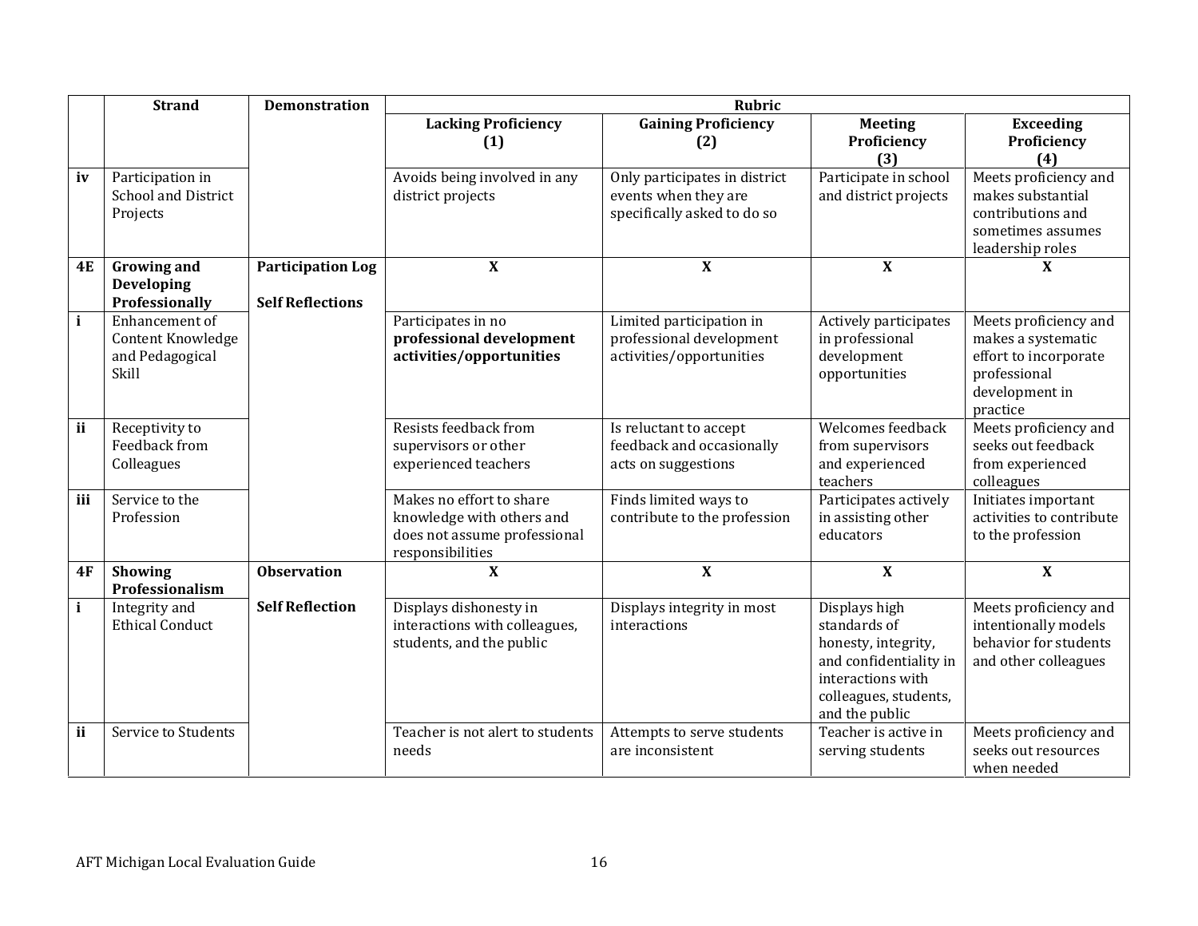| | Strand | Demonstration | Rubric | | | |
|---|---|---|---|---|---|---|
| | | | **Lacking Proficiency (1)** | **Gaining Proficiency (2)** | **Meeting Proficiency (3)** | **Exceeding Proficiency (4)** |
| iv | Participation in School and District Projects | | Avoids being involved in any district projects | Only participates in district events when they are specifically asked to do so | Participate in school and district projects | Meets proficiency and makes substantial contributions and sometimes assumes leadership roles |
| **4E** | **Growing and Developing Professionally** | **Participation Log**<br><br>**Self Reflections** | **X** | **X** | **X** | **X** |
| i | Enhancement of Content Knowledge and Pedagogical Skill | | Participates in no **professional development activities/opportunities** | Limited participation in professional development activities/opportunities | Actively participates in professional development opportunities | Meets proficiency and makes a systematic effort to incorporate professional development in practice |
| ii | Receptivity to Feedback from Colleagues | | Resists feedback from supervisors or other experienced teachers | Is reluctant to accept feedback and occasionally acts on suggestions | Welcomes feedback from supervisors and experienced teachers | Meets proficiency and seeks out feedback from experienced colleagues |
| iii | Service to the Profession | | Makes no effort to share knowledge with others and does not assume professional responsibilities | Finds limited ways to contribute to the profession | Participates actively in assisting other educators | Initiates important activities to contribute to the profession |
| **4F** | **Showing Professionalism** | **Observation** | **X** | **X** | **X** | **X** |
| i | Integrity and Ethical Conduct | **Self Reflection** | Displays dishonesty in interactions with colleagues, students, and the public | Displays integrity in most interactions | Displays high standards of honesty, integrity, and confidentiality in interactions with colleagues, students, and the public | Meets proficiency and intentionally models behavior for students and other colleagues |
| ii | Service to Students | | Teacher is not alert to students needs | Attempts to serve students are inconsistent | Teacher is active in serving students | Meets proficiency and seeks out resources when needed |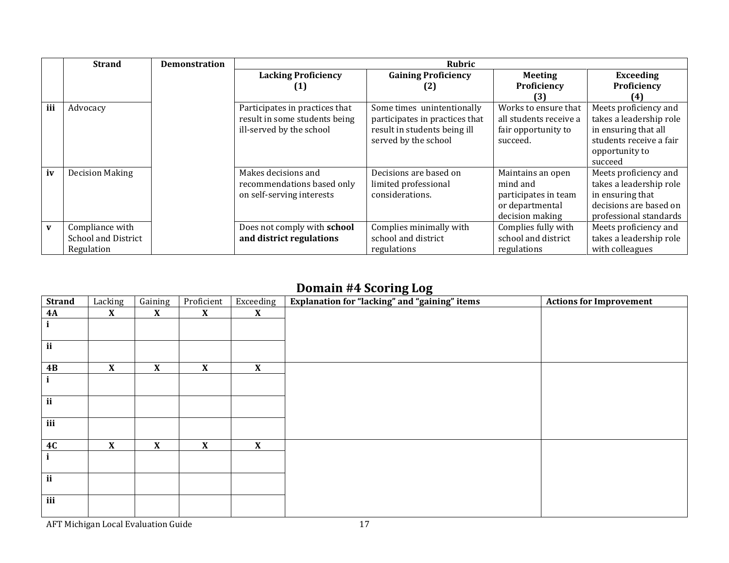| | Strand | Demonstration | Rubric | | | |
|---|---|---|---|---|---|---|
| | | | Lacking Proficiency (1) | Gaining Proficiency (2) | Meeting Proficiency (3) | Exceeding Proficiency (4) |
| iii | Advocacy | | Participates in practices that result in some students being ill-served by the school | Some times unintentionally participates in practices that result in students being ill served by the school | Works to ensure that all students receive a fair opportunity to succeed. | Meets proficiency and takes a leadership role in ensuring that all students receive a fair opportunity to succeed |
| iv | Decision Making | | Makes decisions and recommendations based only on self-serving interests | Decisions are based on limited professional considerations. | Maintains an open mind and participates in team or departmental decision making | Meets proficiency and takes a leadership role in ensuring that decisions are based on professional standards |
| v | Compliance with School and District Regulation | | Does not comply with **school and district regulations** | Complies minimally with school and district regulations | Complies fully with school and district regulations | Meets proficiency and takes a leadership role with colleagues |

## Domain #4 Scoring Log

| Strand | Lacking | Gaining | Proficient | Exceeding | Explanation for "lacking" and "gaining" items | Actions for Improvement |
|---|---|---|---|---|---|---|
| **4A** | **X** | **X** | **X** | **X** | | |
| **i** | | | | | | |
| **ii** | | | | | | |
| **4B** | **X** | **X** | **X** | **X** | | |
| **i** | | | | | | |
| **ii** | | | | | | |
| **iii** | | | | | | |
| **4C** | **X** | **X** | **X** | **X** | | |
| **i** | | | | | | |
| **ii** | | | | | | |
| **iii** | | | | | | |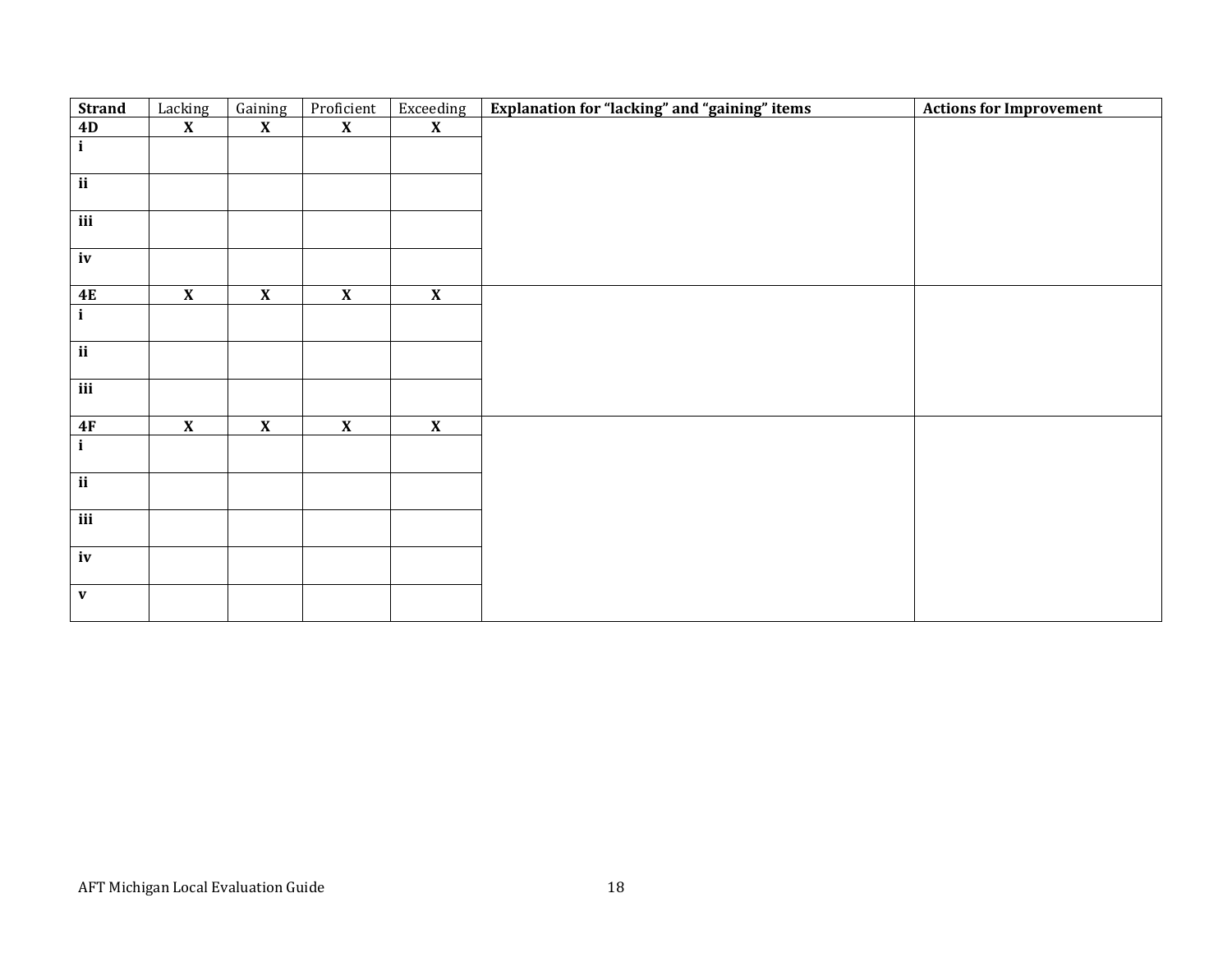| Strand | Lacking | Gaining | Proficient | Exceeding | Explanation for "lacking" and "gaining" items | Actions for Improvement |
|---|---|---|---|---|---|---|
| **4D** | **X** | **X** | **X** | **X** | | |
| **i** | | | | | | |
| **ii** | | | | | | |
| **iii** | | | | | | |
| **iv** | | | | | | |
| **4E** | **X** | **X** | **X** | **X** | | |
| **i** | | | | | | |
| **ii** | | | | | | |
| **iii** | | | | | | |
| **4F** | **X** | **X** | **X** | **X** | | |
| **i** | | | | | | |
| **ii** | | | | | | |
| **iii** | | | | | | |
| **iv** | | | | | | |
| **v** | | | | | | |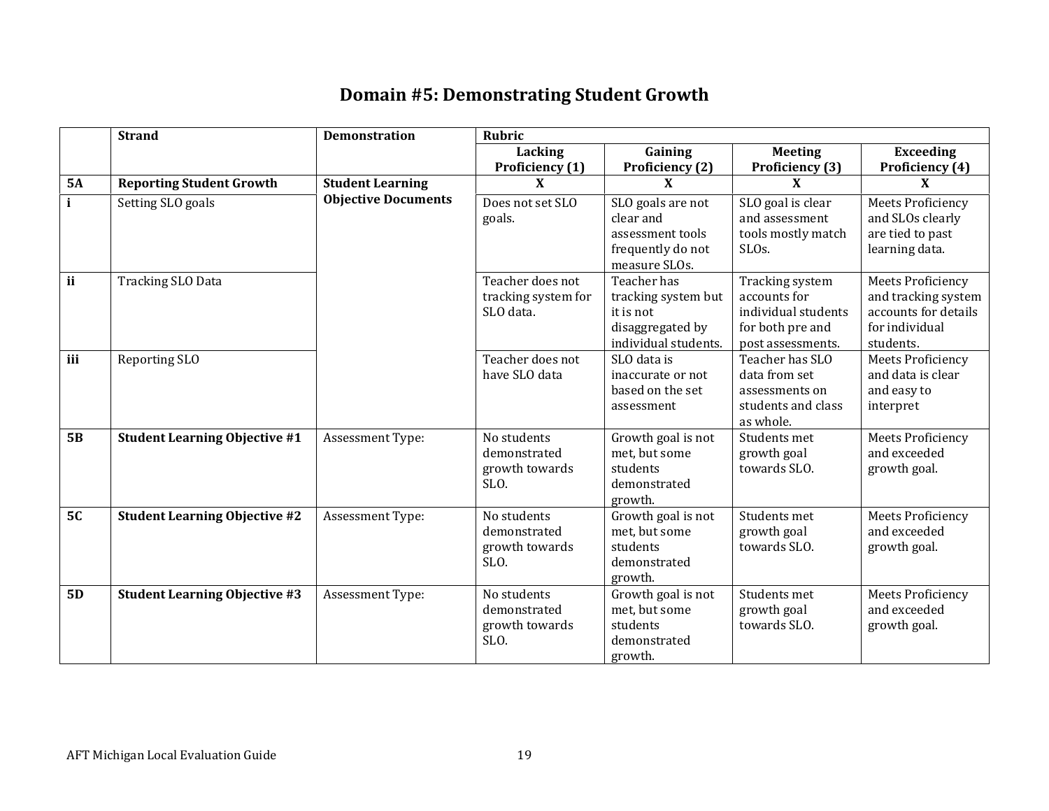# Domain #5: Demonstrating Student Growth

| | Strand | Demonstration | Rubric | | | |
|---|---|---|---|---|---|---|
| | | | **Lacking Proficiency (1)** | **Gaining Proficiency (2)** | **Meeting Proficiency (3)** | **Exceeding Proficiency (4)** |
| **5A** | **Reporting Student Growth** | **Student Learning Objective Documents** | **X** | **X** | **X** | **X** |
| **i** | Setting SLO goals | | Does not set SLO goals. | SLO goals are not clear and assessment tools frequently do not measure SLOs. | SLO goal is clear and assessment tools mostly match SLOs. | Meets Proficiency and SLOs clearly are tied to past learning data. |
| **ii** | Tracking SLO Data | | Teacher does not tracking system for SLO data. | Teacher has tracking system but it is not disaggregated by individual students. | Tracking system accounts for individual students for both pre and post assessments. | Meets Proficiency and tracking system accounts for details for individual students. |
| **iii** | Reporting SLO | | Teacher does not have SLO data | SLO data is inaccurate or not based on the set assessment | Teacher has SLO data from set assessments on students and class as whole. | Meets Proficiency and data is clear and easy to interpret |
| **5B** | **Student Learning Objective #1** | Assessment Type: | No students demonstrated growth towards SLO. | Growth goal is not met, but some students demonstrated growth. | Students met growth goal towards SLO. | Meets Proficiency and exceeded growth goal. |
| **5C** | **Student Learning Objective #2** | Assessment Type: | No students demonstrated growth towards SLO. | Growth goal is not met, but some students demonstrated growth. | Students met growth goal towards SLO. | Meets Proficiency and exceeded growth goal. |
| **5D** | **Student Learning Objective #3** | Assessment Type: | No students demonstrated growth towards SLO. | Growth goal is not met, but some students demonstrated growth. | Students met growth goal towards SLO. | Meets Proficiency and exceeded growth goal. |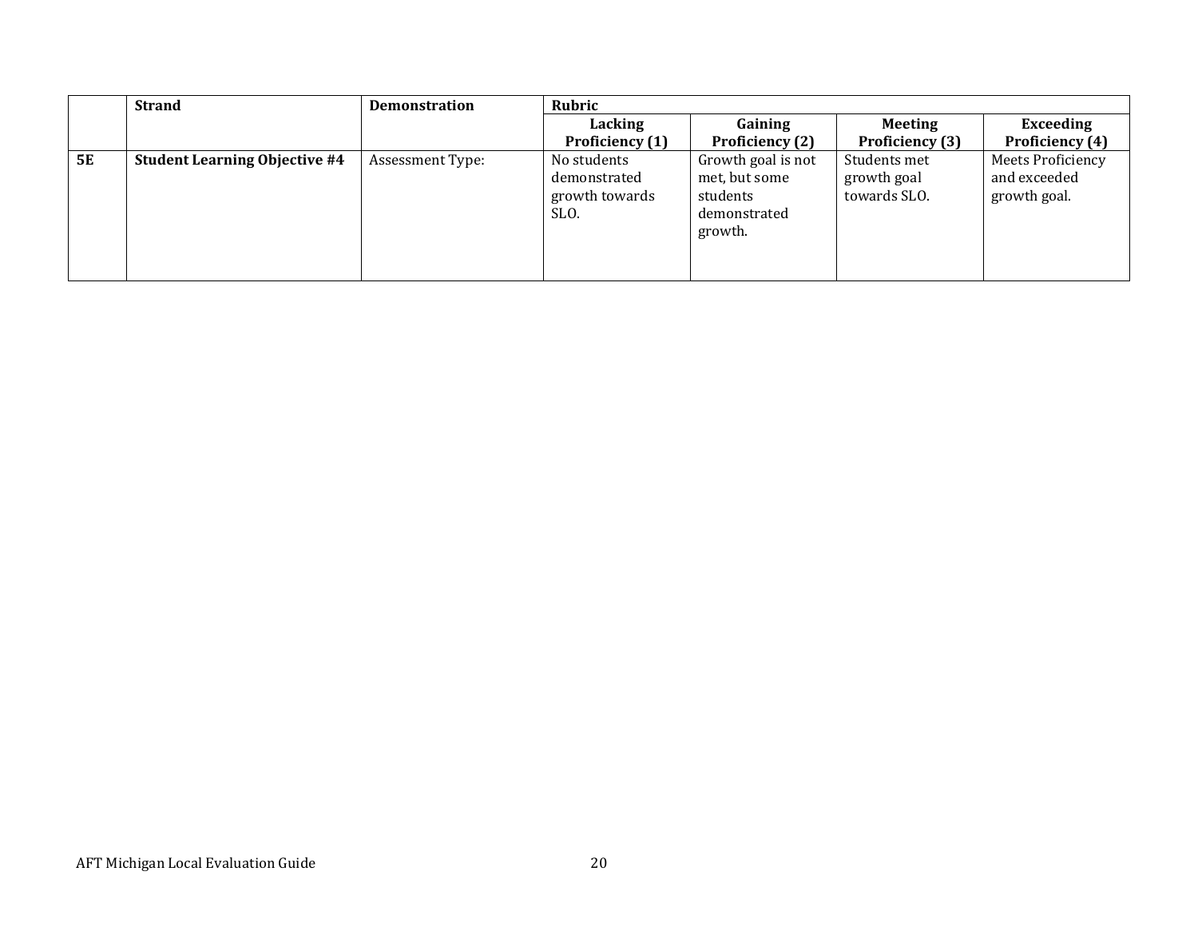| | Strand | Demonstration | Rubric | | | |
|---|---|---|---|---|---|---|
| | | | **Lacking Proficiency (1)** | **Gaining Proficiency (2)** | **Meeting Proficiency (3)** | **Exceeding Proficiency (4)** |
| **5E** | **Student Learning Objective #4** | Assessment Type: | No students demonstrated growth towards SLO. | Growth goal is not met, but some students demonstrated growth. | Students met growth goal towards SLO. | Meets Proficiency and exceeded growth goal. |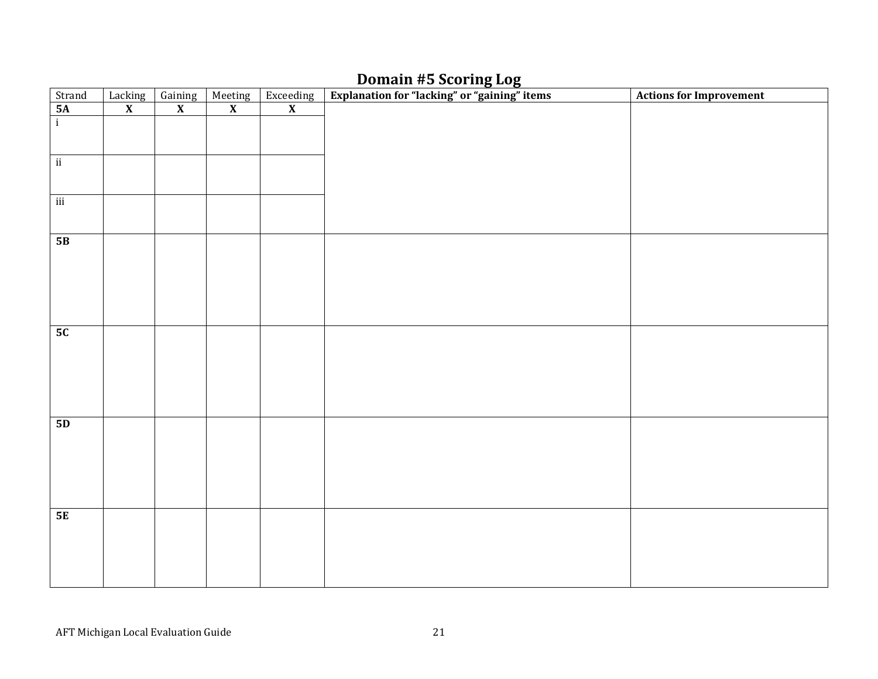# Domain #5 Scoring Log

| Strand | Lacking | Gaining | Meeting | Exceeding | Explanation for "lacking" or "gaining" items | Actions for Improvement |
|---|---|---|---|---|---|---|
| **5A** | **X** | **X** | **X** | **X** | | |
| i | | | | | | |
| ii | | | | | | |
| iii | | | | | | |
| **5B** | | | | | | |
| **5C** | | | | | | |
| **5D** | | | | | | |
| **5E** | | | | | | |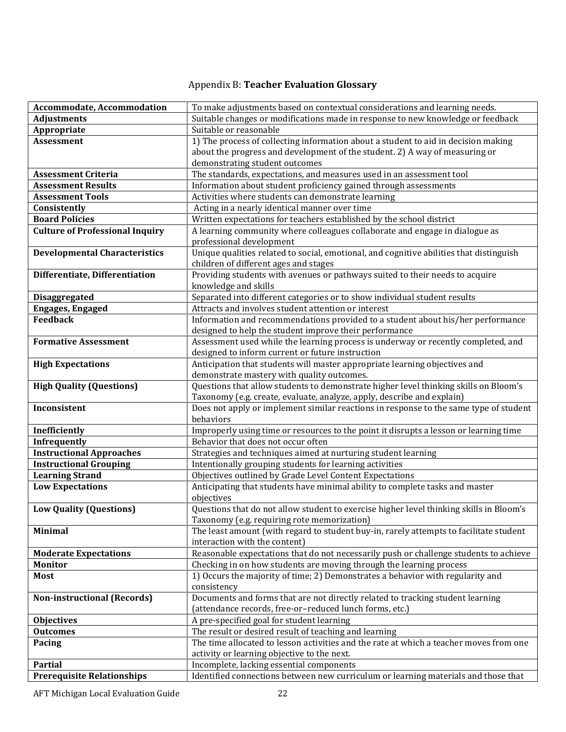Appendix B: **Teacher Evaluation Glossary**

| | |
|---|---|
| **Accommodate, Accommodation** | To make adjustments based on contextual considerations and learning needs. |
| **Adjustments** | Suitable changes or modifications made in response to new knowledge or feedback |
| **Appropriate** | Suitable or reasonable |
| **Assessment** | 1) The process of collecting information about a student to aid in decision making about the progress and development of the student. 2) A way of measuring or demonstrating student outcomes |
| **Assessment Criteria** | The standards, expectations, and measures used in an assessment tool |
| **Assessment Results** | Information about student proficiency gained through assessments |
| **Assessment Tools** | Activities where students can demonstrate learning |
| **Consistently** | Acting in a nearly identical manner over time |
| **Board Policies** | Written expectations for teachers established by the school district |
| **Culture of Professional Inquiry** | A learning community where colleagues collaborate and engage in dialogue as professional development |
| **Developmental Characteristics** | Unique qualities related to social, emotional, and cognitive abilities that distinguish children of different ages and stages |
| **Differentiate, Differentiation** | Providing students with avenues or pathways suited to their needs to acquire knowledge and skills |
| **Disaggregated** | Separated into different categories or to show individual student results |
| **Engages, Engaged** | Attracts and involves student attention or interest |
| **Feedback** | Information and recommendations provided to a student about his/her performance designed to help the student improve their performance |
| **Formative Assessment** | Assessment used while the learning process is underway or recently completed, and designed to inform current or future instruction |
| **High Expectations** | Anticipation that students will master appropriate learning objectives and demonstrate mastery with quality outcomes. |
| **High Quality (Questions)** | Questions that allow students to demonstrate higher level thinking skills on Bloom's Taxonomy (e.g. create, evaluate, analyze, apply, describe and explain) |
| **Inconsistent** | Does not apply or implement similar reactions in response to the same type of student behaviors |
| **Inefficiently** | Improperly using time or resources to the point it disrupts a lesson or learning time |
| **Infrequently** | Behavior that does not occur often |
| **Instructional Approaches** | Strategies and techniques aimed at nurturing student learning |
| **Instructional Grouping** | Intentionally grouping students for learning activities |
| **Learning Strand** | Objectives outlined by Grade Level Content Expectations |
| **Low Expectations** | Anticipating that students have minimal ability to complete tasks and master objectives |
| **Low Quality (Questions)** | Questions that do not allow student to exercise higher level thinking skills in Bloom's Taxonomy (e.g. requiring rote memorization) |
| **Minimal** | The least amount (with regard to student buy-in, rarely attempts to facilitate student interaction with the content) |
| **Moderate Expectations** | Reasonable expectations that do not necessarily push or challenge students to achieve |
| **Monitor** | Checking in on how students are moving through the learning process |
| **Most** | 1) Occurs the majority of time; 2) Demonstrates a behavior with regularity and consistency |
| **Non-instructional (Records)** | Documents and forms that are not directly related to tracking student learning (attendance records, free-or–reduced lunch forms, etc.) |
| **Objectives** | A pre-specified goal for student learning |
| **Outcomes** | The result or desired result of teaching and learning |
| **Pacing** | The time allocated to lesson activities and the rate at which a teacher moves from one activity or learning objective to the next. |
| **Partial** | Incomplete, lacking essential components |
| **Prerequisite Relationships** | Identified connections between new curriculum or learning materials and those that |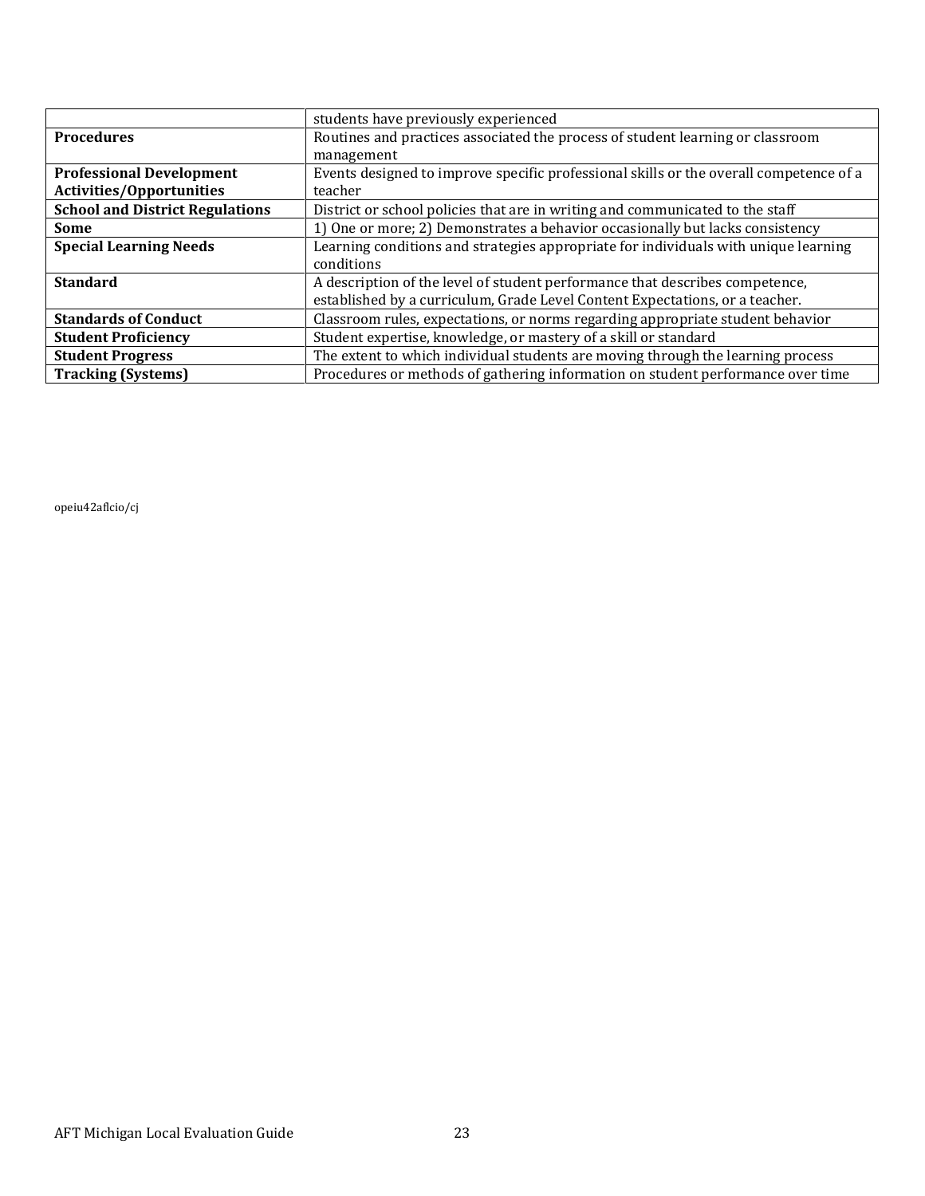| | |
|---|---|
| | students have previously experienced |
| **Procedures** | Routines and practices associated the process of student learning or classroom management |
| **Professional Development Activities/Opportunities** | Events designed to improve specific professional skills or the overall competence of a teacher |
| **School and District Regulations** | District or school policies that are in writing and communicated to the staff |
| **Some** | 1) One or more; 2) Demonstrates a behavior occasionally but lacks consistency |
| **Special Learning Needs** | Learning conditions and strategies appropriate for individuals with unique learning conditions |
| **Standard** | A description of the level of student performance that describes competence, established by a curriculum, Grade Level Content Expectations, or a teacher. |
| **Standards of Conduct** | Classroom rules, expectations, or norms regarding appropriate student behavior |
| **Student Proficiency** | Student expertise, knowledge, or mastery of a skill or standard |
| **Student Progress** | The extent to which individual students are moving through the learning process |
| **Tracking (Systems)** | Procedures or methods of gathering information on student performance over time |

opeiu42aflcio/cj